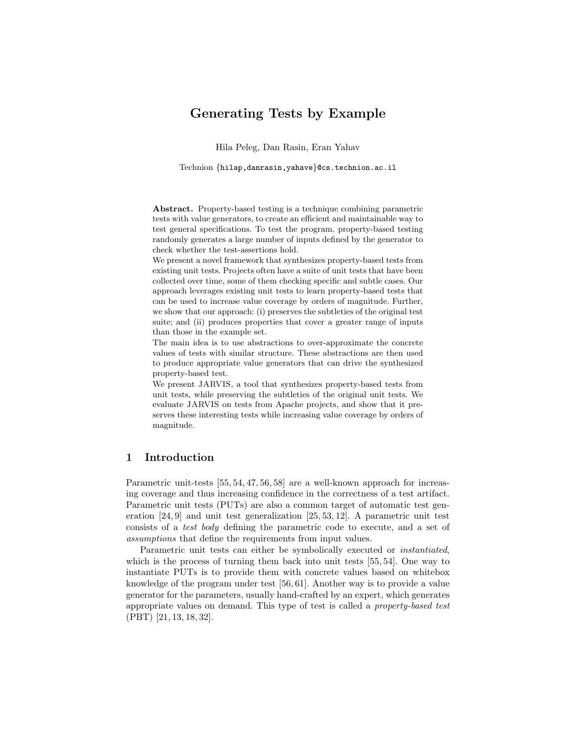# Generating Tests by Example

Hila Peleg, Dan Rasin, Eran Yahav

Technion {hilap,danrasin,yahave}@cs.technion.ac.il

**Abstract.** Property-based testing is a technique combining parametric tests with value generators, to create an efficient and maintainable way to test general specifications. To test the program, property-based testing randomly generates a large number of inputs defined by the generator to check whether the test-assertions hold.

We present a novel framework that synthesizes property-based tests from existing unit tests. Projects often have a suite of unit tests that have been collected over time, some of them checking specific and subtle cases. Our approach leverages existing unit tests to learn property-based tests that can be used to increase value coverage by orders of magnitude. Further, we show that our approach: (i) preserves the subtleties of the original test suite; and (ii) produces properties that cover a greater range of inputs than those in the example set.

The main idea is to use abstractions to over-approximate the concrete values of tests with similar structure. These abstractions are then used to produce appropriate value generators that can drive the synthesized property-based test.

We present JARVIS, a tool that synthesizes property-based tests from unit tests, while preserving the subtleties of the original unit tests. We evaluate JARVIS on tests from Apache projects, and show that it preserves these interesting tests while increasing value coverage by orders of magnitude.

## 1 Introduction

Parametric unit-tests [55, 54, 47, 56, 58] are a well-known approach for increasing coverage and thus increasing confidence in the correctness of a test artifact. Parametric unit tests (PUTs) are also a common target of automatic test generation [24, 9] and unit test generalization [25, 53, 12]. A parametric unit test consists of a *test body* defining the parametric code to execute, and a set of *assumptions* that define the requirements from input values.

Parametric unit tests can either be symbolically executed or *instantiated*, which is the process of turning them back into unit tests [55, 54]. One way to instantiate PUTs is to provide them with concrete values based on whitebox knowledge of the program under test [56, 61]. Another way is to provide a value generator for the parameters, usually hand-crafted by an expert, which generates appropriate values on demand. This type of test is called a *property-based test* (PBT) [21, 13, 18, 32].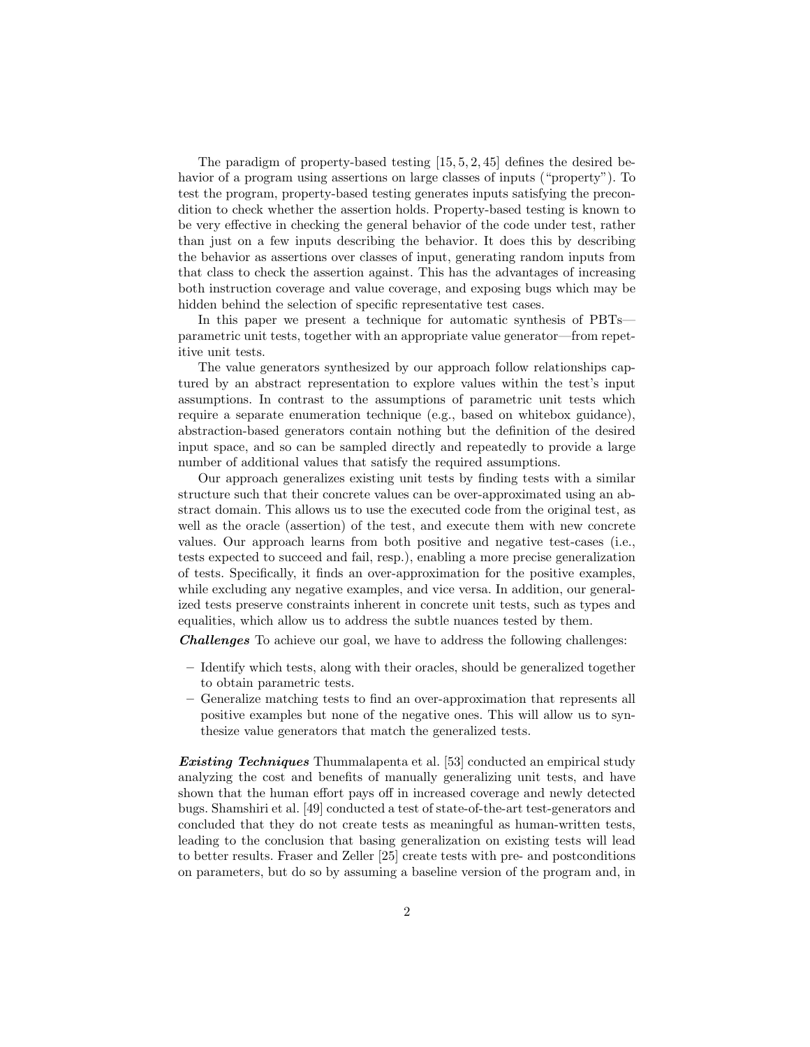The paradigm of property-based testing [15, 5, 2, 45] defines the desired behavior of a program using assertions on large classes of inputs ("property"). To test the program, property-based testing generates inputs satisfying the precondition to check whether the assertion holds. Property-based testing is known to be very effective in checking the general behavior of the code under test, rather than just on a few inputs describing the behavior. It does this by describing the behavior as assertions over classes of input, generating random inputs from that class to check the assertion against. This has the advantages of increasing both instruction coverage and value coverage, and exposing bugs which may be hidden behind the selection of specific representative test cases.

In this paper we present a technique for automatic synthesis of PBTs—parametric unit tests, together with an appropriate value generator—from repetitive unit tests.

The value generators synthesized by our approach follow relationships captured by an abstract representation to explore values within the test's input assumptions. In contrast to the assumptions of parametric unit tests which require a separate enumeration technique (e.g., based on whitebox guidance), abstraction-based generators contain nothing but the definition of the desired input space, and so can be sampled directly and repeatedly to provide a large number of additional values that satisfy the required assumptions.

Our approach generalizes existing unit tests by finding tests with a similar structure such that their concrete values can be over-approximated using an abstract domain. This allows us to use the executed code from the original test, as well as the oracle (assertion) of the test, and execute them with new concrete values. Our approach learns from both positive and negative test-cases (i.e., tests expected to succeed and fail, resp.), enabling a more precise generalization of tests. Specifically, it finds an over-approximation for the positive examples, while excluding any negative examples, and vice versa. In addition, our generalized tests preserve constraints inherent in concrete unit tests, such as types and equalities, which allow us to address the subtle nuances tested by them.

***Challenges*** To achieve our goal, we have to address the following challenges:

- Identify which tests, along with their oracles, should be generalized together to obtain parametric tests.
- Generalize matching tests to find an over-approximation that represents all positive examples but none of the negative ones. This will allow us to synthesize value generators that match the generalized tests.

***Existing Techniques*** Thummalapenta et al. [53] conducted an empirical study analyzing the cost and benefits of manually generalizing unit tests, and have shown that the human effort pays off in increased coverage and newly detected bugs. Shamshiri et al. [49] conducted a test of state-of-the-art test-generators and concluded that they do not create tests as meaningful as human-written tests, leading to the conclusion that basing generalization on existing tests will lead to better results. Fraser and Zeller [25] create tests with pre- and postconditions on parameters, but do so by assuming a baseline version of the program and, in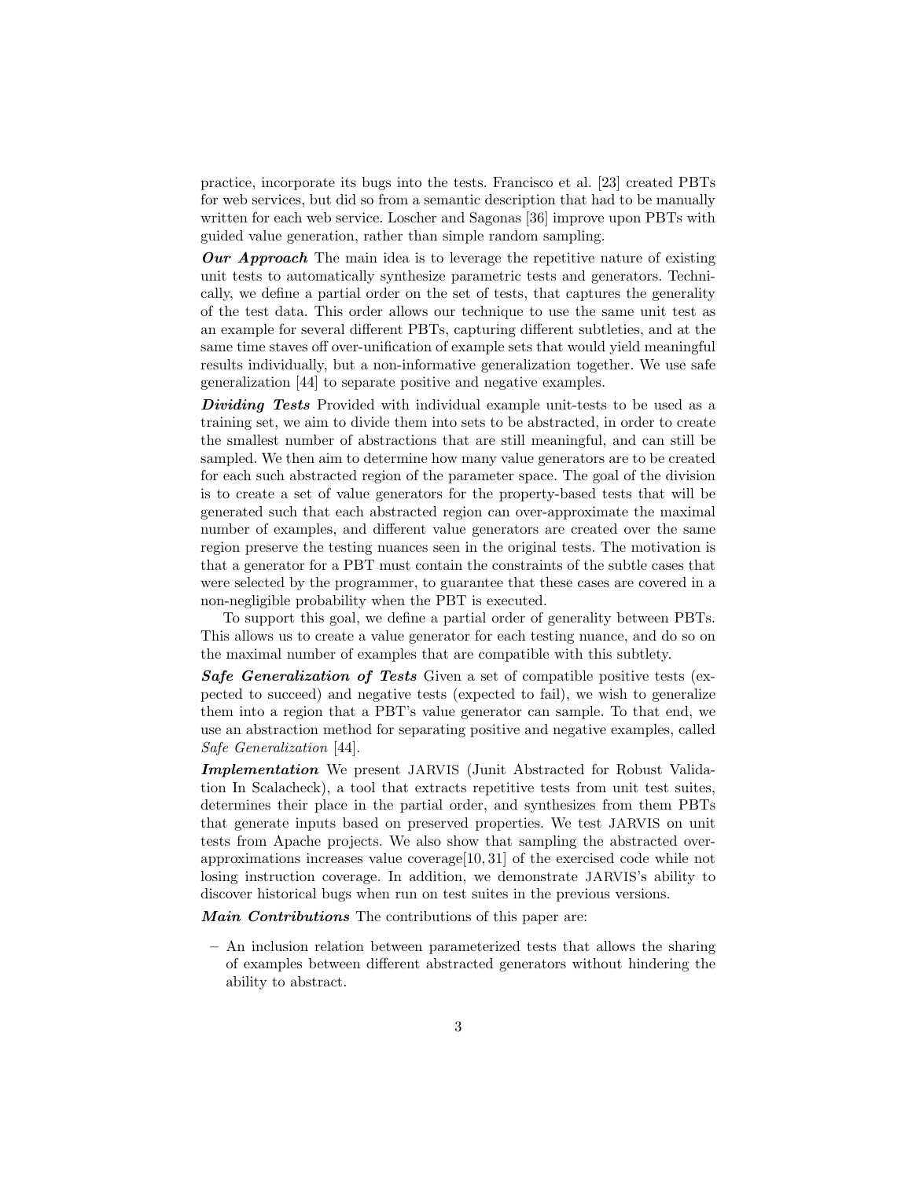practice, incorporate its bugs into the tests. Francisco et al. [23] created PBTs for web services, but did so from a semantic description that had to be manually written for each web service. Loscher and Sagonas [36] improve upon PBTs with guided value generation, rather than simple random sampling.

***Our Approach*** The main idea is to leverage the repetitive nature of existing unit tests to automatically synthesize parametric tests and generators. Technically, we define a partial order on the set of tests, that captures the generality of the test data. This order allows our technique to use the same unit test as an example for several different PBTs, capturing different subtleties, and at the same time staves off over-unification of example sets that would yield meaningful results individually, but a non-informative generalization together. We use safe generalization [44] to separate positive and negative examples.

***Dividing Tests*** Provided with individual example unit-tests to be used as a training set, we aim to divide them into sets to be abstracted, in order to create the smallest number of abstractions that are still meaningful, and can still be sampled. We then aim to determine how many value generators are to be created for each such abstracted region of the parameter space. The goal of the division is to create a set of value generators for the property-based tests that will be generated such that each abstracted region can over-approximate the maximal number of examples, and different value generators are created over the same region preserve the testing nuances seen in the original tests. The motivation is that a generator for a PBT must contain the constraints of the subtle cases that were selected by the programmer, to guarantee that these cases are covered in a non-negligible probability when the PBT is executed.

To support this goal, we define a partial order of generality between PBTs. This allows us to create a value generator for each testing nuance, and do so on the maximal number of examples that are compatible with this subtlety.

***Safe Generalization of Tests*** Given a set of compatible positive tests (expected to succeed) and negative tests (expected to fail), we wish to generalize them into a region that a PBT's value generator can sample. To that end, we use an abstraction method for separating positive and negative examples, called *Safe Generalization* [44].

***Implementation*** We present JARVIS (Junit Abstracted for Robust Validation In Scalacheck), a tool that extracts repetitive tests from unit test suites, determines their place in the partial order, and synthesizes from them PBTs that generate inputs based on preserved properties. We test JARVIS on unit tests from Apache projects. We also show that sampling the abstracted over-approximations increases value coverage[10, 31] of the exercised code while not losing instruction coverage. In addition, we demonstrate JARVIS's ability to discover historical bugs when run on test suites in the previous versions.

***Main Contributions*** The contributions of this paper are:

- An inclusion relation between parameterized tests that allows the sharing of examples between different abstracted generators without hindering the ability to abstract.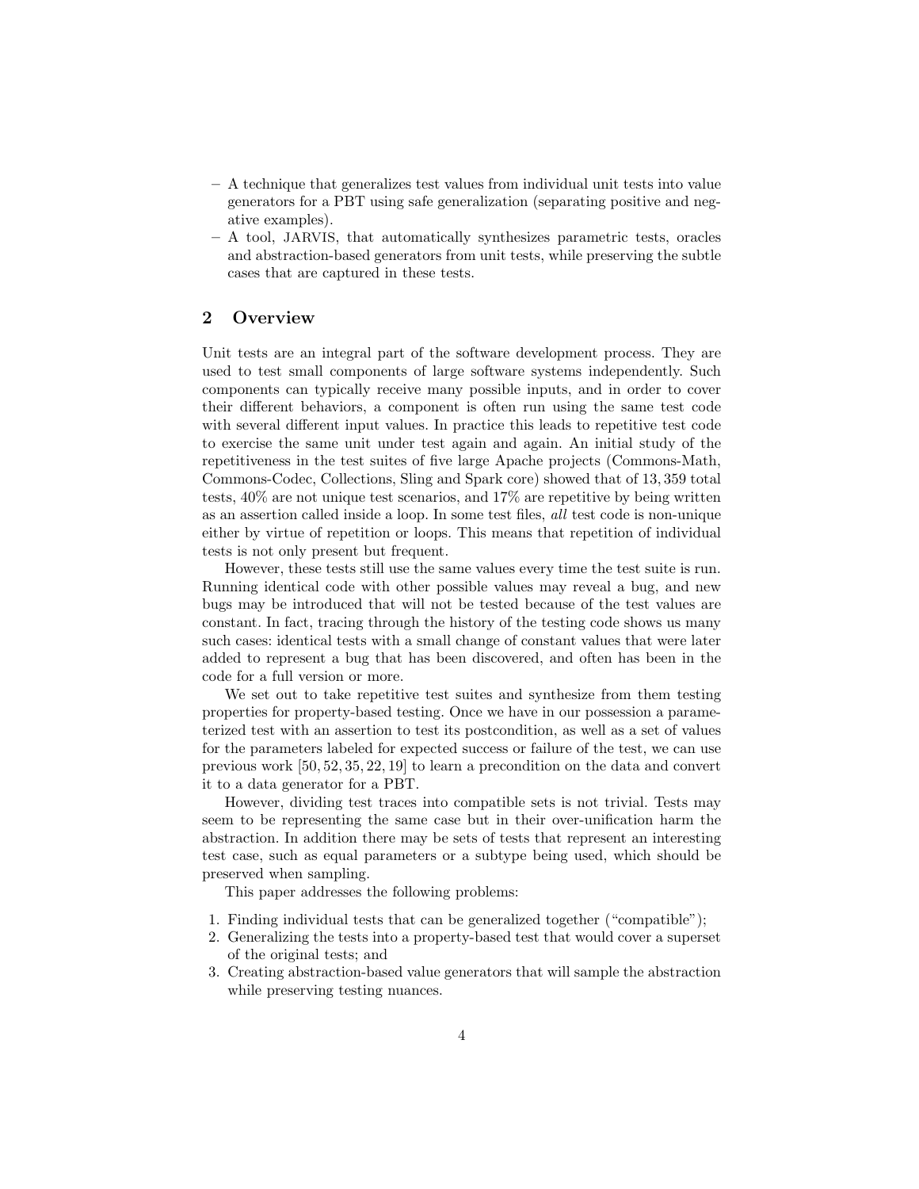- A technique that generalizes test values from individual unit tests into value generators for a PBT using safe generalization (separating positive and negative examples).
- A tool, JARVIS, that automatically synthesizes parametric tests, oracles and abstraction-based generators from unit tests, while preserving the subtle cases that are captured in these tests.

## 2 Overview

Unit tests are an integral part of the software development process. They are used to test small components of large software systems independently. Such components can typically receive many possible inputs, and in order to cover their different behaviors, a component is often run using the same test code with several different input values. In practice this leads to repetitive test code to exercise the same unit under test again and again. An initial study of the repetitiveness in the test suites of five large Apache projects (Commons-Math, Commons-Codec, Collections, Sling and Spark core) showed that of 13,359 total tests, 40% are not unique test scenarios, and 17% are repetitive by being written as an assertion called inside a loop. In some test files, *all* test code is non-unique either by virtue of repetition or loops. This means that repetition of individual tests is not only present but frequent.

However, these tests still use the same values every time the test suite is run. Running identical code with other possible values may reveal a bug, and new bugs may be introduced that will not be tested because of the test values are constant. In fact, tracing through the history of the testing code shows us many such cases: identical tests with a small change of constant values that were later added to represent a bug that has been discovered, and often has been in the code for a full version or more.

We set out to take repetitive test suites and synthesize from them testing properties for property-based testing. Once we have in our possession a parameterized test with an assertion to test its postcondition, as well as a set of values for the parameters labeled for expected success or failure of the test, we can use previous work [50, 52, 35, 22, 19] to learn a precondition on the data and convert it to a data generator for a PBT.

However, dividing test traces into compatible sets is not trivial. Tests may seem to be representing the same case but in their over-unification harm the abstraction. In addition there may be sets of tests that represent an interesting test case, such as equal parameters or a subtype being used, which should be preserved when sampling.

This paper addresses the following problems:

1. Finding individual tests that can be generalized together ("compatible");
2. Generalizing the tests into a property-based test that would cover a superset of the original tests; and
3. Creating abstraction-based value generators that will sample the abstraction while preserving testing nuances.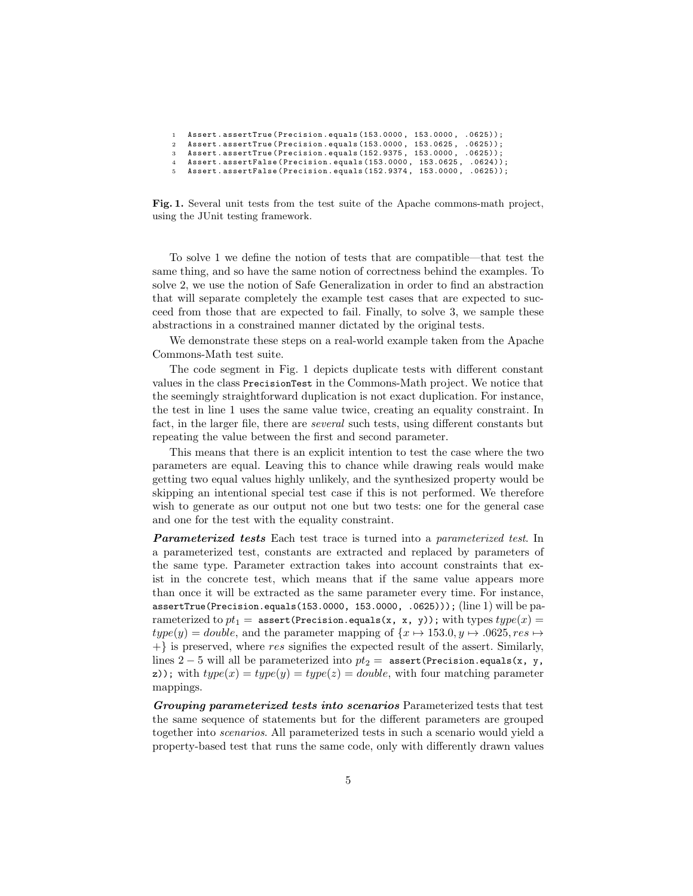```
1  Assert.assertTrue(Precision.equals(153.0000, 153.0000, .0625));
2  Assert.assertTrue(Precision.equals(153.0000, 153.0625, .0625));
3  Assert.assertTrue(Precision.equals(152.9375, 153.0000, .0625));
4  Assert.assertFalse(Precision.equals(153.0000, 153.0625, .0624));
5  Assert.assertFalse(Precision.equals(152.9374, 153.0000, .0625));
```

**Fig. 1.** Several unit tests from the test suite of the Apache commons-math project, using the JUnit testing framework.

To solve 1 we define the notion of tests that are compatible—that test the same thing, and so have the same notion of correctness behind the examples. To solve 2, we use the notion of Safe Generalization in order to find an abstraction that will separate completely the example test cases that are expected to succeed from those that are expected to fail. Finally, to solve 3, we sample these abstractions in a constrained manner dictated by the original tests.

We demonstrate these steps on a real-world example taken from the Apache Commons-Math test suite.

The code segment in Fig. 1 depicts duplicate tests with different constant values in the class `PrecisionTest` in the Commons-Math project. We notice that the seemingly straightforward duplication is not exact duplication. For instance, the test in line 1 uses the same value twice, creating an equality constraint. In fact, in the larger file, there are *several* such tests, using different constants but repeating the value between the first and second parameter.

This means that there is an explicit intention to test the case where the two parameters are equal. Leaving this to chance while drawing reals would make getting two equal values highly unlikely, and the synthesized property would be skipping an intentional special test case if this is not performed. We therefore wish to generate as our output not one but two tests: one for the general case and one for the test with the equality constraint.

***Parameterized tests*** Each test trace is turned into a *parameterized test*. In a parameterized test, constants are extracted and replaced by parameters of the same type. Parameter extraction takes into account constraints that exist in the concrete test, which means that if the same value appears more than once it will be extracted as the same parameter every time. For instance, `assertTrue(Precision.equals(153.0000, 153.0000, .0625)));` (line 1) will be parameterized to $pt_1 =$ `assert(Precision.equals(x, x, y));` with types $type(x) = type(y) = double$, and the parameter mapping of $\{x \mapsto 153.0, y \mapsto .0625, res \mapsto +\}$ is preserved, where $res$ signifies the expected result of the assert. Similarly, lines $2-5$ will all be parameterized into $pt_2 =$ `assert(Precision.equals(x, y, z));` with $type(x) = type(y) = type(z) = double$, with four matching parameter mappings.

***Grouping parameterized tests into scenarios*** Parameterized tests that test the same sequence of statements but for the different parameters are grouped together into *scenarios*. All parameterized tests in such a scenario would yield a property-based test that runs the same code, only with differently drawn values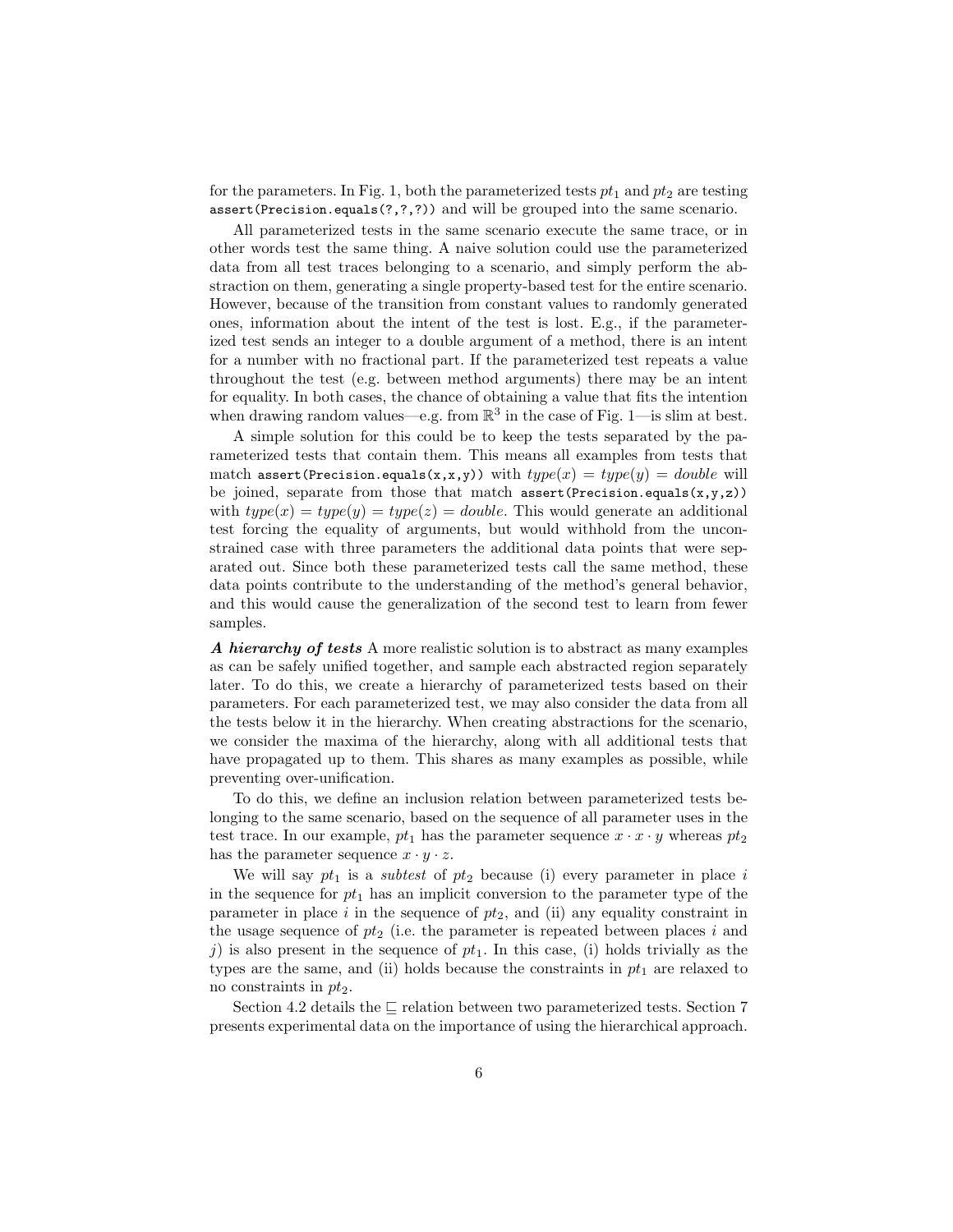for the parameters. In Fig. 1, both the parameterized tests $pt_1$ and $pt_2$ are testing `assert(Precision.equals(?,?,?))` and will be grouped into the same scenario.

All parameterized tests in the same scenario execute the same trace, or in other words test the same thing. A naive solution could use the parameterized data from all test traces belonging to a scenario, and simply perform the abstraction on them, generating a single property-based test for the entire scenario. However, because of the transition from constant values to randomly generated ones, information about the intent of the test is lost. E.g., if the parameterized test sends an integer to a double argument of a method, there is an intent for a number with no fractional part. If the parameterized test repeats a value throughout the test (e.g. between method arguments) there may be an intent for equality. In both cases, the chance of obtaining a value that fits the intention when drawing random values—e.g. from $\mathbb{R}^3$ in the case of Fig. 1—is slim at best.

A simple solution for this could be to keep the tests separated by the parameterized tests that contain them. This means all examples from tests that match `assert(Precision.equals(x,x,y))` with $type(x) = type(y) = double$ will be joined, separate from those that match `assert(Precision.equals(x,y,z))` with $type(x) = type(y) = type(z) = double$. This would generate an additional test forcing the equality of arguments, but would withhold from the unconstrained case with three parameters the additional data points that were separated out. Since both these parameterized tests call the same method, these data points contribute to the understanding of the method's general behavior, and this would cause the generalization of the second test to learn from fewer samples.

***A hierarchy of tests*** A more realistic solution is to abstract as many examples as can be safely unified together, and sample each abstracted region separately later. To do this, we create a hierarchy of parameterized tests based on their parameters. For each parameterized test, we may also consider the data from all the tests below it in the hierarchy. When creating abstractions for the scenario, we consider the maxima of the hierarchy, along with all additional tests that have propagated up to them. This shares as many examples as possible, while preventing over-unification.

To do this, we define an inclusion relation between parameterized tests belonging to the same scenario, based on the sequence of all parameter uses in the test trace. In our example, $pt_1$ has the parameter sequence $x \cdot x \cdot y$ whereas $pt_2$ has the parameter sequence $x \cdot y \cdot z$.

We will say $pt_1$ is a *subtest* of $pt_2$ because (i) every parameter in place $i$ in the sequence for $pt_1$ has an implicit conversion to the parameter type of the parameter in place $i$ in the sequence of $pt_2$, and (ii) any equality constraint in the usage sequence of $pt_2$ (i.e. the parameter is repeated between places $i$ and $j$) is also present in the sequence of $pt_1$. In this case, (i) holds trivially as the types are the same, and (ii) holds because the constraints in $pt_1$ are relaxed to no constraints in $pt_2$.

Section 4.2 details the $\sqsubseteq$ relation between two parameterized tests. Section 7 presents experimental data on the importance of using the hierarchical approach.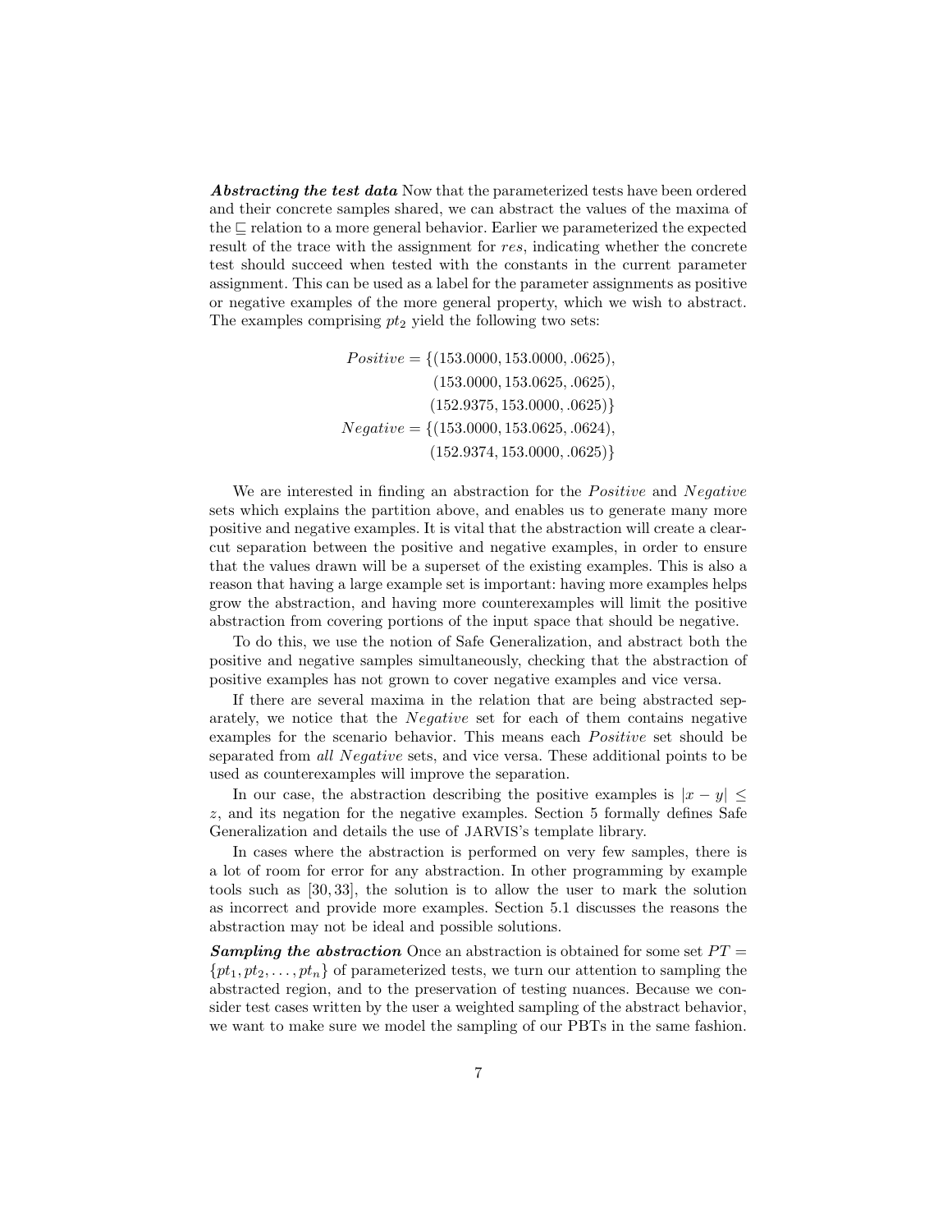***Abstracting the test data*** Now that the parameterized tests have been ordered and their concrete samples shared, we can abstract the values of the maxima of the $\sqsubseteq$ relation to a more general behavior. Earlier we parameterized the expected result of the trace with the assignment for $res$, indicating whether the concrete test should succeed when tested with the constants in the current parameter assignment. This can be used as a label for the parameter assignments as positive or negative examples of the more general property, which we wish to abstract. The examples comprising $pt_2$ yield the following two sets:

$$
\begin{aligned}
Positive = \{&(153.0000, 153.0000, .0625),\\
&(153.0000, 153.0625, .0625),\\
&(152.9375, 153.0000, .0625)\}\\
Negative = \{&(153.0000, 153.0625, .0624),\\
&(152.9374, 153.0000, .0625)\}
\end{aligned}
$$

We are interested in finding an abstraction for the $Positive$ and $Negative$ sets which explains the partition above, and enables us to generate many more positive and negative examples. It is vital that the abstraction will create a clear-cut separation between the positive and negative examples, in order to ensure that the values drawn will be a superset of the existing examples. This is also a reason that having a large example set is important: having more examples helps grow the abstraction, and having more counterexamples will limit the positive abstraction from covering portions of the input space that should be negative.

To do this, we use the notion of Safe Generalization, and abstract both the positive and negative samples simultaneously, checking that the abstraction of positive examples has not grown to cover negative examples and vice versa.

If there are several maxima in the relation that are being abstracted separately, we notice that the $Negative$ set for each of them contains negative examples for the scenario behavior. This means each $Positive$ set should be separated from *all* $Negative$ sets, and vice versa. These additional points to be used as counterexamples will improve the separation.

In our case, the abstraction describing the positive examples is $|x - y| \leq z$, and its negation for the negative examples. Section 5 formally defines Safe Generalization and details the use of JARVIS's template library.

In cases where the abstraction is performed on very few samples, there is a lot of room for error for any abstraction. In other programming by example tools such as [30, 33], the solution is to allow the user to mark the solution as incorrect and provide more examples. Section 5.1 discusses the reasons the abstraction may not be ideal and possible solutions.

***Sampling the abstraction*** Once an abstraction is obtained for some set $PT = \{pt_1, pt_2, \ldots, pt_n\}$ of parameterized tests, we turn our attention to sampling the abstracted region, and to the preservation of testing nuances. Because we consider test cases written by the user a weighted sampling of the abstract behavior, we want to make sure we model the sampling of our PBTs in the same fashion.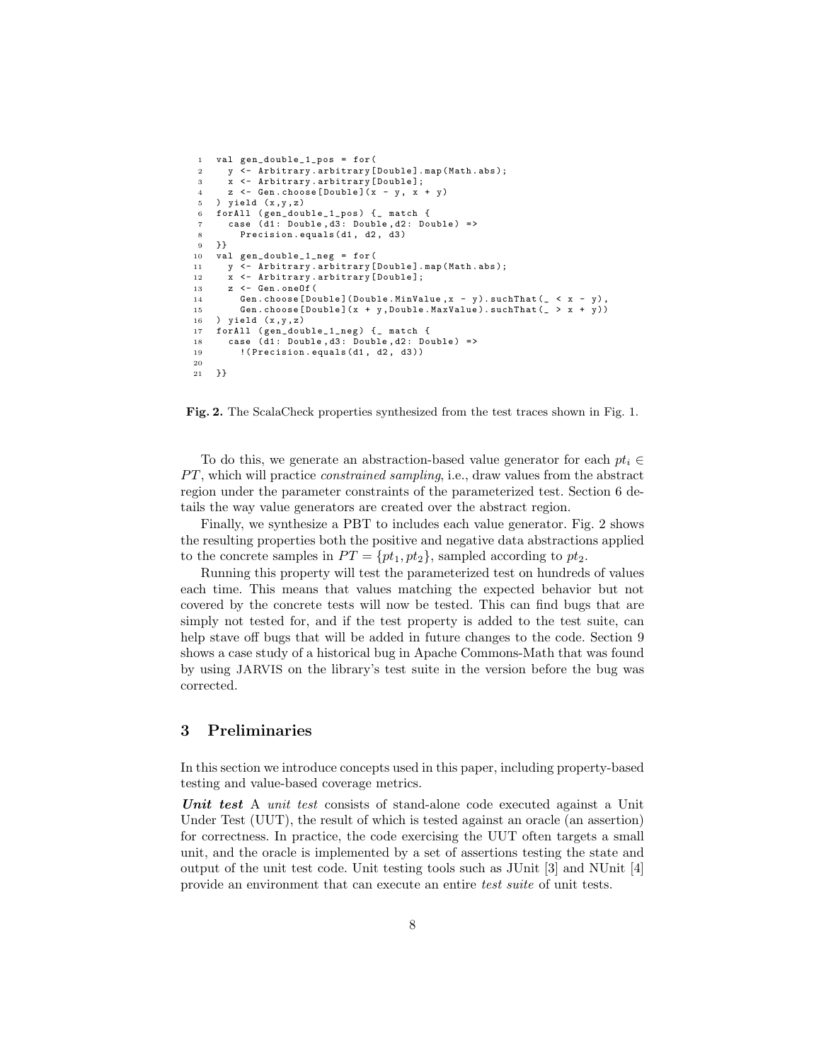```
val gen_double_1_pos = for(
  y <- Arbitrary.arbitrary[Double].map(Math.abs);
  x <- Arbitrary.arbitrary[Double];
  z <- Gen.choose[Double](x - y, x + y)
) yield (x,y,z)
forAll (gen_double_1_pos) {_ match {
  case (d1: Double,d3: Double,d2: Double) =>
    Precision.equals(d1, d2, d3)
}}
val gen_double_1_neg = for(
  y <- Arbitrary.arbitrary[Double].map(Math.abs);
  x <- Arbitrary.arbitrary[Double];
  z <- Gen.oneOf(
    Gen.choose[Double](Double.MinValue,x - y).suchThat(_ < x - y),
    Gen.choose[Double](x + y,Double.MaxValue).suchThat(_ > x + y))
) yield (x,y,z)
forAll (gen_double_1_neg) {_ match {
  case (d1: Double,d3: Double,d2: Double) =>
    !(Precision.equals(d1, d2, d3))

}}
```

**Fig. 2.** The ScalaCheck properties synthesized from the test traces shown in Fig. 1.

To do this, we generate an abstraction-based value generator for each $pt_i \in PT$, which will practice *constrained sampling*, i.e., draw values from the abstract region under the parameter constraints of the parameterized test. Section 6 details the way value generators are created over the abstract region.

Finally, we synthesize a PBT to includes each value generator. Fig. 2 shows the resulting properties both the positive and negative data abstractions applied to the concrete samples in $PT = \{pt_1, pt_2\}$, sampled according to $pt_2$.

Running this property will test the parameterized test on hundreds of values each time. This means that values matching the expected behavior but not covered by the concrete tests will now be tested. This can find bugs that are simply not tested for, and if the test property is added to the test suite, can help stave off bugs that will be added in future changes to the code. Section 9 shows a case study of a historical bug in Apache Commons-Math that was found by using JARVIS on the library's test suite in the version before the bug was corrected.

## 3 Preliminaries

In this section we introduce concepts used in this paper, including property-based testing and value-based coverage metrics.

***Unit test*** A *unit test* consists of stand-alone code executed against a Unit Under Test (UUT), the result of which is tested against an oracle (an assertion) for correctness. In practice, the code exercising the UUT often targets a small unit, and the oracle is implemented by a set of assertions testing the state and output of the unit test code. Unit testing tools such as JUnit [3] and NUnit [4] provide an environment that can execute an entire *test suite* of unit tests.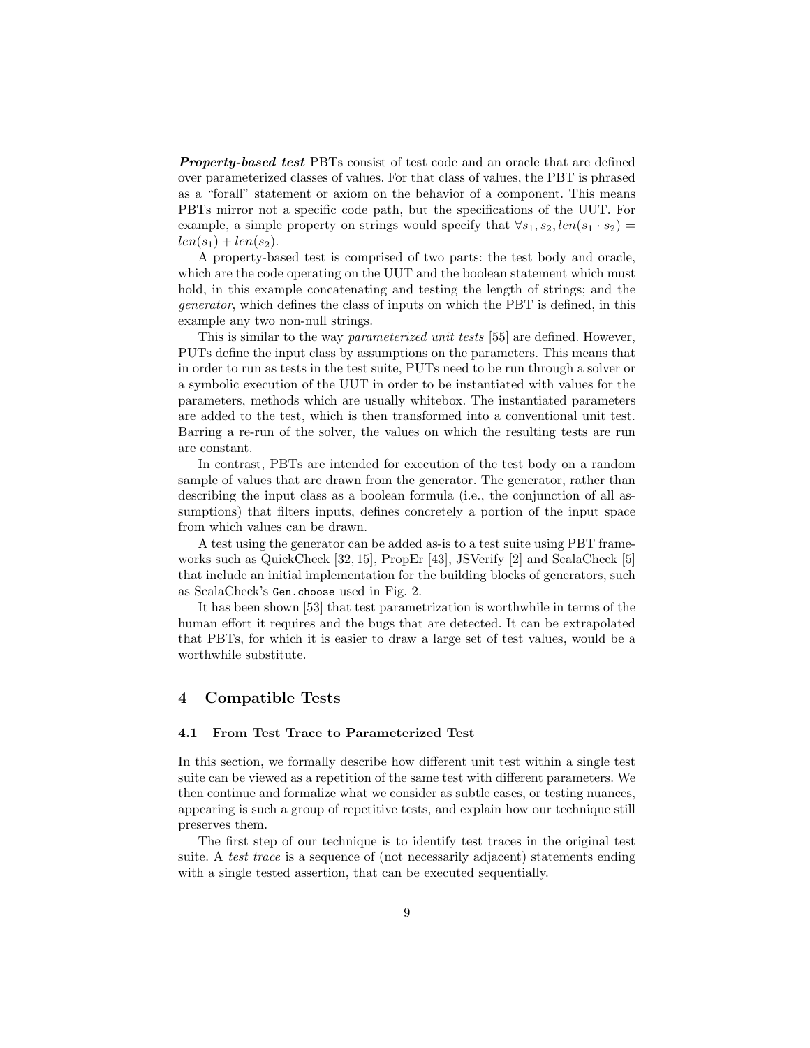***Property-based test*** PBTs consist of test code and an oracle that are defined over parameterized classes of values. For that class of values, the PBT is phrased as a "forall" statement or axiom on the behavior of a component. This means PBTs mirror not a specific code path, but the specifications of the UUT. For example, a simple property on strings would specify that $\forall s_1, s_2, len(s_1 \cdot s_2) = len(s_1) + len(s_2)$.

A property-based test is comprised of two parts: the test body and oracle, which are the code operating on the UUT and the boolean statement which must hold, in this example concatenating and testing the length of strings; and the *generator*, which defines the class of inputs on which the PBT is defined, in this example any two non-null strings.

This is similar to the way *parameterized unit tests* [55] are defined. However, PUTs define the input class by assumptions on the parameters. This means that in order to run as tests in the test suite, PUTs need to be run through a solver or a symbolic execution of the UUT in order to be instantiated with values for the parameters, methods which are usually whitebox. The instantiated parameters are added to the test, which is then transformed into a conventional unit test. Barring a re-run of the solver, the values on which the resulting tests are run are constant.

In contrast, PBTs are intended for execution of the test body on a random sample of values that are drawn from the generator. The generator, rather than describing the input class as a boolean formula (i.e., the conjunction of all assumptions) that filters inputs, defines concretely a portion of the input space from which values can be drawn.

A test using the generator can be added as-is to a test suite using PBT frameworks such as QuickCheck [32, 15], PropEr [43], JSVerify [2] and ScalaCheck [5] that include an initial implementation for the building blocks of generators, such as ScalaCheck's `Gen.choose` used in Fig. 2.

It has been shown [53] that test parametrization is worthwhile in terms of the human effort it requires and the bugs that are detected. It can be extrapolated that PBTs, for which it is easier to draw a large set of test values, would be a worthwhile substitute.

## 4 Compatible Tests

### 4.1 From Test Trace to Parameterized Test

In this section, we formally describe how different unit test within a single test suite can be viewed as a repetition of the same test with different parameters. We then continue and formalize what we consider as subtle cases, or testing nuances, appearing is such a group of repetitive tests, and explain how our technique still preserves them.

The first step of our technique is to identify test traces in the original test suite. A *test trace* is a sequence of (not necessarily adjacent) statements ending with a single tested assertion, that can be executed sequentially.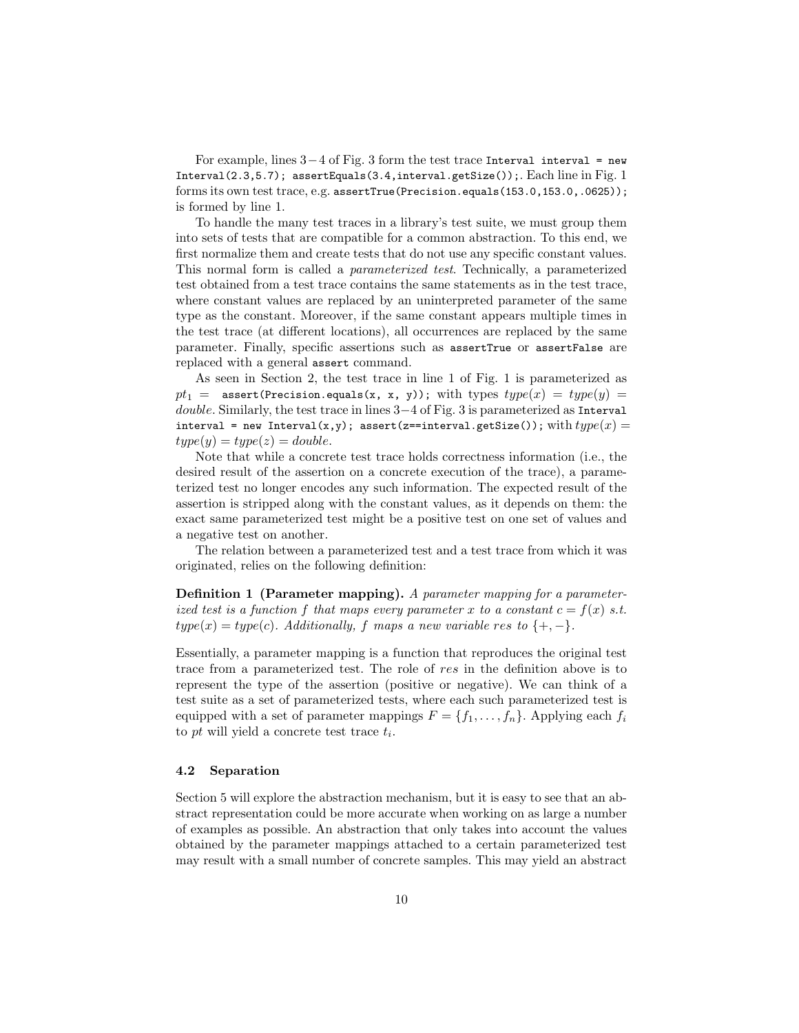For example, lines 3−4 of Fig. 3 form the test trace `Interval interval = new Interval(2.3,5.7); assertEquals(3.4,interval.getSize());`. Each line in Fig. 1 forms its own test trace, e.g. `assertTrue(Precision.equals(153.0,153.0,.0625));` is formed by line 1.

To handle the many test traces in a library's test suite, we must group them into sets of tests that are compatible for a common abstraction. To this end, we first normalize them and create tests that do not use any specific constant values. This normal form is called a *parameterized test*. Technically, a parameterized test obtained from a test trace contains the same statements as in the test trace, where constant values are replaced by an uninterpreted parameter of the same type as the constant. Moreover, if the same constant appears multiple times in the test trace (at different locations), all occurrences are replaced by the same parameter. Finally, specific assertions such as `assertTrue` or `assertFalse` are replaced with a general `assert` command.

As seen in Section 2, the test trace in line 1 of Fig. 1 is parameterized as $pt_1 =$ `assert(Precision.equals(x, x, y));` with types $type(x) = type(y) = double$. Similarly, the test trace in lines 3−4 of Fig. 3 is parameterized as `Interval interval = new Interval(x,y); assert(z==interval.getSize());` with $type(x) = type(y) = type(z) = double$.

Note that while a concrete test trace holds correctness information (i.e., the desired result of the assertion on a concrete execution of the trace), a parameterized test no longer encodes any such information. The expected result of the assertion is stripped along with the constant values, as it depends on them: the exact same parameterized test might be a positive test on one set of values and a negative test on another.

The relation between a parameterized test and a test trace from which it was originated, relies on the following definition:

**Definition 1 (Parameter mapping).** *A parameter mapping for a parameterized test is a function $f$ that maps every parameter $x$ to a constant $c = f(x)$ s.t. $type(x) = type(c)$. Additionally, $f$ maps a new variable $res$ to $\{+, -\}$.*

Essentially, a parameter mapping is a function that reproduces the original test trace from a parameterized test. The role of $res$ in the definition above is to represent the type of the assertion (positive or negative). We can think of a test suite as a set of parameterized tests, where each such parameterized test is equipped with a set of parameter mappings $F = \{f_1, \ldots, f_n\}$. Applying each $f_i$ to $pt$ will yield a concrete test trace $t_i$.

### 4.2 Separation

Section 5 will explore the abstraction mechanism, but it is easy to see that an abstract representation could be more accurate when working on as large a number of examples as possible. An abstraction that only takes into account the values obtained by the parameter mappings attached to a certain parameterized test may result with a small number of concrete samples. This may yield an abstract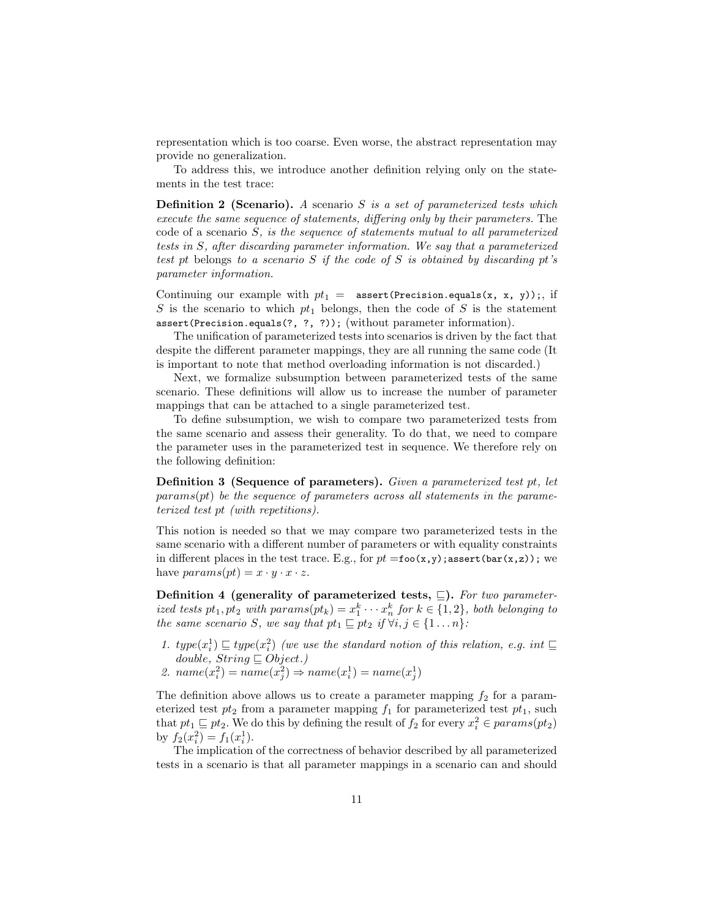representation which is too coarse. Even worse, the abstract representation may provide no generalization.

To address this, we introduce another definition relying only on the statements in the test trace:

**Definition 2 (Scenario).** *A* scenario *S is a set of parameterized tests which execute the same sequence of statements, differing only by their parameters.* The code of a scenario *S, is the sequence of statements mutual to all parameterized tests in S, after discarding parameter information. We say that a parameterized test pt* belongs *to a scenario S if the code of S is obtained by discarding pt's parameter information.*

Continuing our example with $pt_1 =$ `assert(Precision.equals(x, x, y));`, if $S$ is the scenario to which $pt_1$ belongs, then the code of $S$ is the statement `assert(Precision.equals(?, ?, ?));` (without parameter information).

The unification of parameterized tests into scenarios is driven by the fact that despite the different parameter mappings, they are all running the same code (It is important to note that method overloading information is not discarded.)

Next, we formalize subsumption between parameterized tests of the same scenario. These definitions will allow us to increase the number of parameter mappings that can be attached to a single parameterized test.

To define subsumption, we wish to compare two parameterized tests from the same scenario and assess their generality. To do that, we need to compare the parameter uses in the parameterized test in sequence. We therefore rely on the following definition:

**Definition 3 (Sequence of parameters).** *Given a parameterized test pt, let $params(pt)$ be the sequence of parameters across all statements in the parameterized test pt (with repetitions).*

This notion is needed so that we may compare two parameterized tests in the same scenario with a different number of parameters or with equality constraints in different places in the test trace. E.g., for $pt =$`foo(x,y);assert(bar(x,z));` we have $params(pt) = x \cdot y \cdot x \cdot z$.

**Definition 4 (generality of parameterized tests, $\sqsubseteq$).** *For two parameterized tests $pt_1, pt_2$ with $params(pt_k) = x_1^k \cdots x_n^k$ for $k \in \{1, 2\}$, both belonging to the same scenario S, we say that $pt_1 \sqsubseteq pt_2$ if $\forall i, j \in \{1 \ldots n\}$:*

1. *$type(x_i^1) \sqsubseteq type(x_i^2)$ (we use the standard notion of this relation, e.g. $int \sqsubseteq double$, $String \sqsubseteq Object$.)*
2. *$name(x_i^2) = name(x_j^2) \Rightarrow name(x_i^1) = name(x_j^1)$*

The definition above allows us to create a parameter mapping $f_2$ for a parameterized test $pt_2$ from a parameter mapping $f_1$ for parameterized test $pt_1$, such that $pt_1 \sqsubseteq pt_2$. We do this by defining the result of $f_2$ for every $x_i^2 \in params(pt_2)$ by $f_2(x_i^2) = f_1(x_i^1)$.

The implication of the correctness of behavior described by all parameterized tests in a scenario is that all parameter mappings in a scenario can and should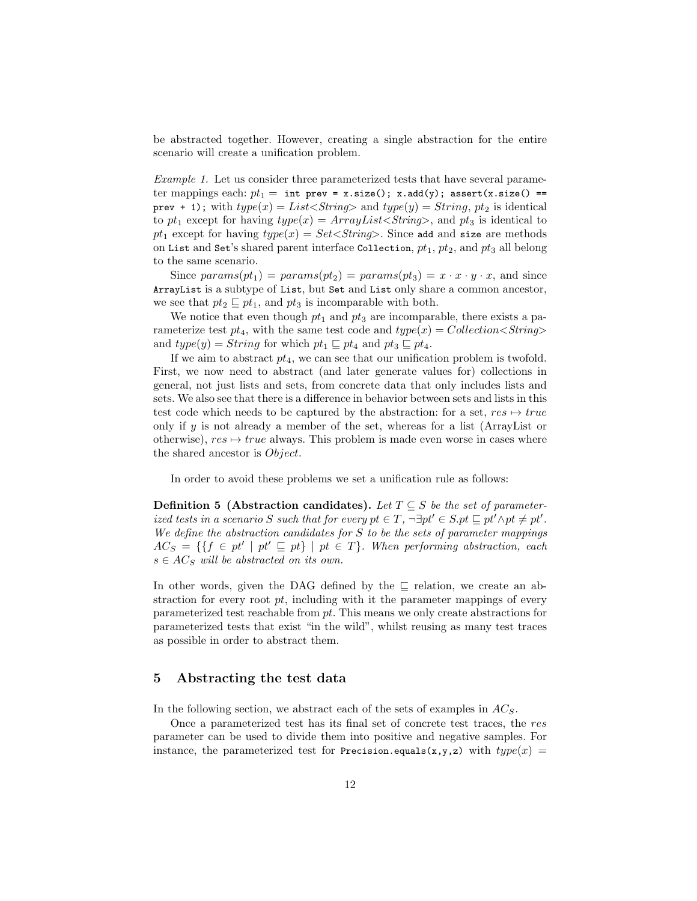be abstracted together. However, creating a single abstraction for the entire scenario will create a unification problem.

*Example 1.* Let us consider three parameterized tests that have several parameter mappings each: $pt_1 =$ `int prev = x.size(); x.add(y); assert(x.size() == prev + 1);` with $type(x) = List\langle String\rangle$ and $type(y) = String$, $pt_2$ is identical to $pt_1$ except for having $type(x) = ArrayList\langle String\rangle$, and $pt_3$ is identical to $pt_1$ except for having $type(x) = Set\langle String\rangle$. Since `add` and `size` are methods on `List` and `Set`'s shared parent interface `Collection`, $pt_1$, $pt_2$, and $pt_3$ all belong to the same scenario.

Since $params(pt_1) = params(pt_2) = params(pt_3) = x \cdot x \cdot y \cdot x$, and since `ArrayList` is a subtype of `List`, but `Set` and `List` only share a common ancestor, we see that $pt_2 \sqsubseteq pt_1$, and $pt_3$ is incomparable with both.

We notice that even though $pt_1$ and $pt_3$ are incomparable, there exists a parameterize test $pt_4$, with the same test code and $type(x) = Collection\langle String\rangle$ and $type(y) = String$ for which $pt_1 \sqsubseteq pt_4$ and $pt_3 \sqsubseteq pt_4$.

If we aim to abstract $pt_4$, we can see that our unification problem is twofold. First, we now need to abstract (and later generate values for) collections in general, not just lists and sets, from concrete data that only includes lists and sets. We also see that there is a difference in behavior between sets and lists in this test code which needs to be captured by the abstraction: for a set, $res \mapsto true$ only if $y$ is not already a member of the set, whereas for a list (ArrayList or otherwise), $res \mapsto true$ always. This problem is made even worse in cases where the shared ancestor is $Object$.

In order to avoid these problems we set a unification rule as follows:

**Definition 5 (Abstraction candidates).** *Let $T \subseteq S$ be the set of parameterized tests in a scenario $S$ such that for every $pt \in T$, $\neg\exists pt' \in S . pt \sqsubseteq pt' \wedge pt \neq pt'$. We define the abstraction candidates for $S$ to be the sets of parameter mappings $AC_S = \{\{f \in pt' \mid pt' \sqsubseteq pt\} \mid pt \in T\}$. When performing abstraction, each $s \in AC_S$ will be abstracted on its own.*

In other words, given the DAG defined by the $\sqsubseteq$ relation, we create an abstraction for every root $pt$, including with it the parameter mappings of every parameterized test reachable from $pt$. This means we only create abstractions for parameterized tests that exist "in the wild", whilst reusing as many test traces as possible in order to abstract them.

## 5 Abstracting the test data

In the following section, we abstract each of the sets of examples in $AC_S$.

Once a parameterized test has its final set of concrete test traces, the $res$ parameter can be used to divide them into positive and negative samples. For instance, the parameterized test for `Precision.equals(x,y,z)` with $type(x) =$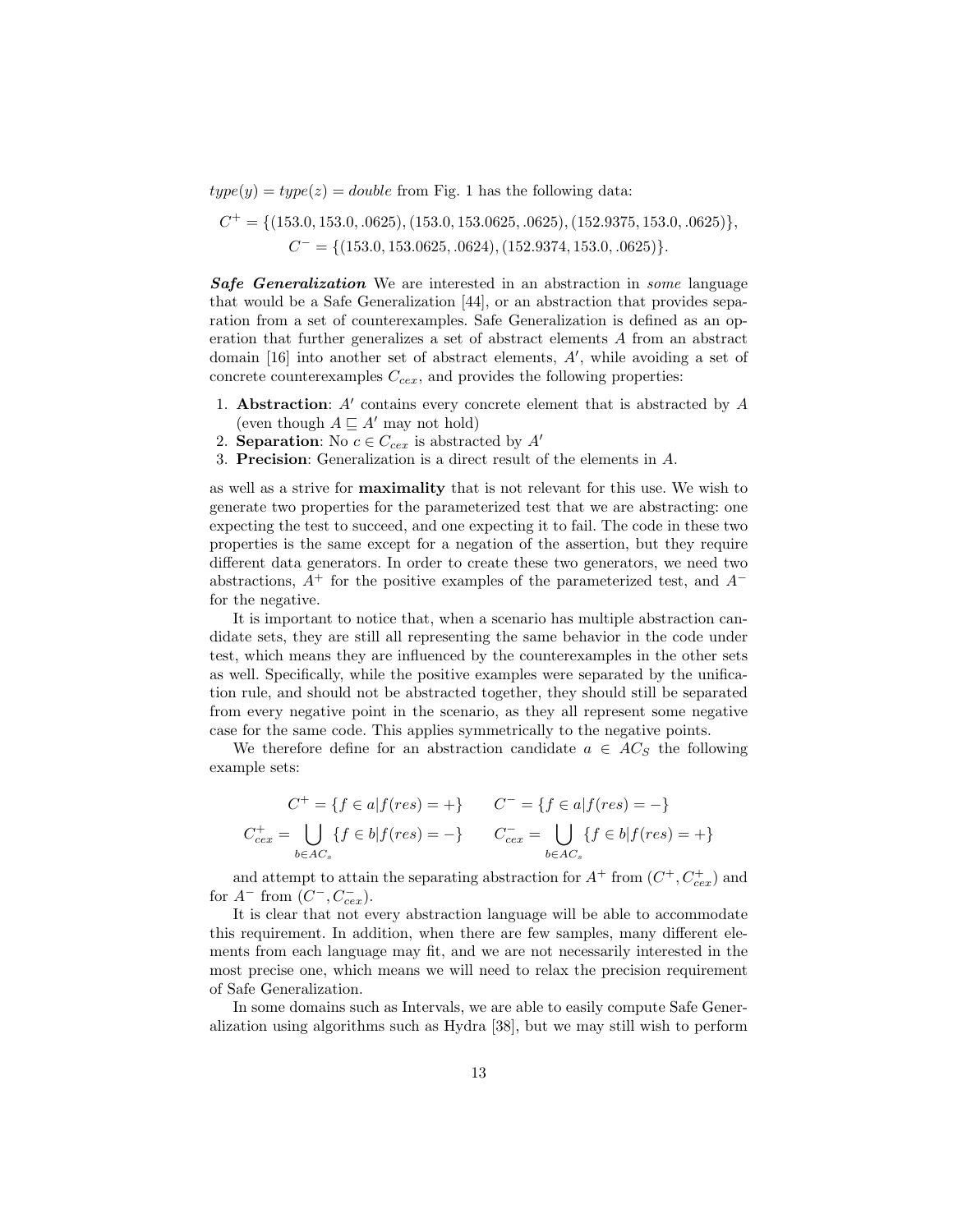$type(y) = type(z) = double$ from Fig. 1 has the following data:

$$C^{+} = \{(153.0, 153.0, .0625), (153.0, 153.0625, .0625), (152.9375, 153.0, .0625)\},$$
$$C^{-} = \{(153.0, 153.0625, .0624), (152.9374, 153.0, .0625)\}.$$

***Safe Generalization*** We are interested in an abstraction in *some* language that would be a Safe Generalization [44], or an abstraction that provides separation from a set of counterexamples. Safe Generalization is defined as an operation that further generalizes a set of abstract elements $A$ from an abstract domain [16] into another set of abstract elements, $A'$, while avoiding a set of concrete counterexamples $C_{cex}$, and provides the following properties:

1. **Abstraction**: $A'$ contains every concrete element that is abstracted by $A$ (even though $A \sqsubseteq A'$ may not hold)
2. **Separation**: No $c \in C_{cex}$ is abstracted by $A'$
3. **Precision**: Generalization is a direct result of the elements in $A$.

as well as a strive for **maximality** that is not relevant for this use. We wish to generate two properties for the parameterized test that we are abstracting: one expecting the test to succeed, and one expecting it to fail. The code in these two properties is the same except for a negation of the assertion, but they require different data generators. In order to create these two generators, we need two abstractions, $A^{+}$ for the positive examples of the parameterized test, and $A^{-}$ for the negative.

It is important to notice that, when a scenario has multiple abstraction candidate sets, they are still all representing the same behavior in the code under test, which means they are influenced by the counterexamples in the other sets as well. Specifically, while the positive examples were separated by the unification rule, and should not be abstracted together, they should still be separated from every negative point in the scenario, as they all represent some negative case for the same code. This applies symmetrically to the negative points.

We therefore define for an abstraction candidate $a \in AC_S$ the following example sets:

$$C^{+} = \{f \in a | f(res) = +\} \qquad C^{-} = \{f \in a | f(res) = -\}$$
$$C^{+}_{cex} = \bigcup_{b \in AC_s} \{f \in b | f(res) = -\} \qquad C^{-}_{cex} = \bigcup_{b \in AC_s} \{f \in b | f(res) = +\}$$

and attempt to attain the separating abstraction for $A^{+}$ from $(C^{+}, C^{+}_{cex})$ and for $A^{-}$ from $(C^{-}, C^{-}_{cex})$.

It is clear that not every abstraction language will be able to accommodate this requirement. In addition, when there are few samples, many different elements from each language may fit, and we are not necessarily interested in the most precise one, which means we will need to relax the precision requirement of Safe Generalization.

In some domains such as Intervals, we are able to easily compute Safe Generalization using algorithms such as Hydra [38], but we may still wish to perform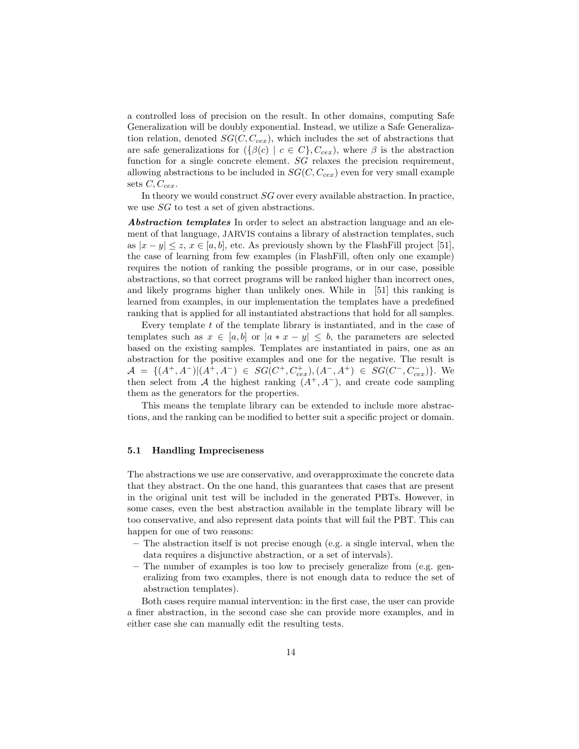a controlled loss of precision on the result. In other domains, computing Safe Generalization will be doubly exponential. Instead, we utilize a Safe Generalization relation, denoted $SG(C, C_{cex})$, which includes the set of abstractions that are safe generalizations for $(\{\beta(c) \mid c \in C\}, C_{cex})$, where $\beta$ is the abstraction function for a single concrete element. $SG$ relaxes the precision requirement, allowing abstractions to be included in $SG(C, C_{cex})$ even for very small example sets $C, C_{cex}$.

In theory we would construct $SG$ over every available abstraction. In practice, we use $SG$ to test a set of given abstractions.

***Abstraction templates*** In order to select an abstraction language and an element of that language, JARVIS contains a library of abstraction templates, such as $|x - y| \leq z$, $x \in [a, b]$, etc. As previously shown by the FlashFill project [51], the case of learning from few examples (in FlashFill, often only one example) requires the notion of ranking the possible programs, or in our case, possible abstractions, so that correct programs will be ranked higher than incorrect ones, and likely programs higher than unlikely ones. While in [51] this ranking is learned from examples, in our implementation the templates have a predefined ranking that is applied for all instantiated abstractions that hold for all samples.

Every template $t$ of the template library is instantiated, and in the case of templates such as $x \in [a, b]$ or $|a * x - y| \leq b$, the parameters are selected based on the existing samples. Templates are instantiated in pairs, one as an abstraction for the positive examples and one for the negative. The result is $\mathcal{A} = \{(A^+, A^-) | (A^+, A^-) \in SG(C^+, C^+_{cex}), (A^-, A^+) \in SG(C^-, C^-_{cex})\}$. We then select from $\mathcal{A}$ the highest ranking $(A^+, A^-)$, and create code sampling them as the generators for the properties.

This means the template library can be extended to include more abstractions, and the ranking can be modified to better suit a specific project or domain.

### 5.1 Handling Impreciseness

The abstractions we use are conservative, and overapproximate the concrete data that they abstract. On the one hand, this guarantees that cases that are present in the original unit test will be included in the generated PBTs. However, in some cases, even the best abstraction available in the template library will be too conservative, and also represent data points that will fail the PBT. This can happen for one of two reasons:

- The abstraction itself is not precise enough (e.g. a single interval, when the data requires a disjunctive abstraction, or a set of intervals).
- The number of examples is too low to precisely generalize from (e.g. generalizing from two examples, there is not enough data to reduce the set of abstraction templates).

Both cases require manual intervention: in the first case, the user can provide a finer abstraction, in the second case she can provide more examples, and in either case she can manually edit the resulting tests.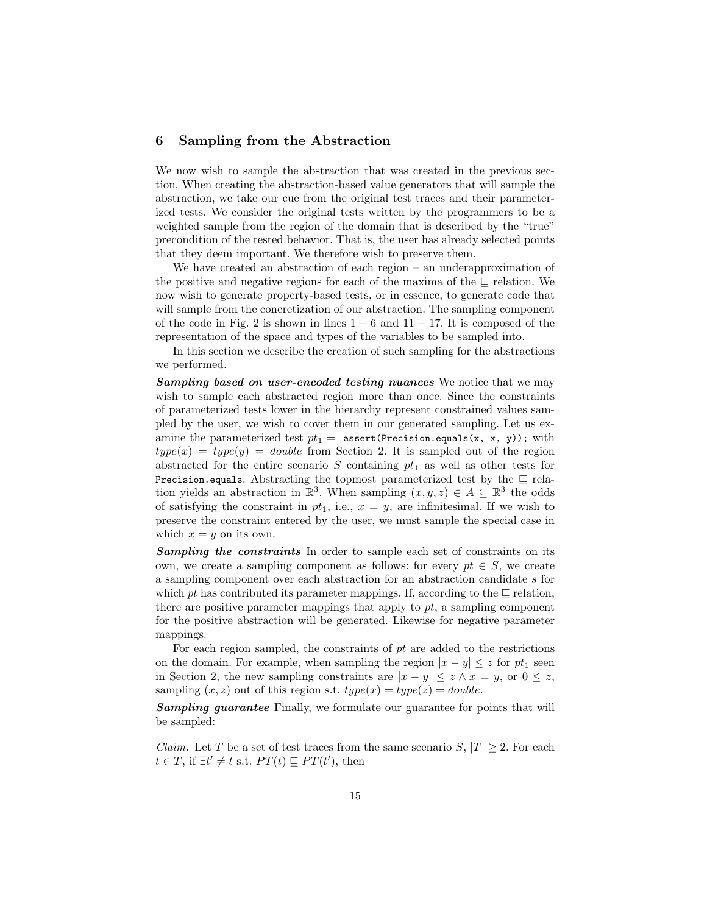## 6 Sampling from the Abstraction

We now wish to sample the abstraction that was created in the previous section. When creating the abstraction-based value generators that will sample the abstraction, we take our cue from the original test traces and their parameterized tests. We consider the original tests written by the programmers to be a weighted sample from the region of the domain that is described by the "true" precondition of the tested behavior. That is, the user has already selected points that they deem important. We therefore wish to preserve them.

We have created an abstraction of each region – an underapproximation of the positive and negative regions for each of the maxima of the $\sqsubseteq$ relation. We now wish to generate property-based tests, or in essence, to generate code that will sample from the concretization of our abstraction. The sampling component of the code in Fig. 2 is shown in lines $1-6$ and $11-17$. It is composed of the representation of the space and types of the variables to be sampled into.

In this section we describe the creation of such sampling for the abstractions we performed.

***Sampling based on user-encoded testing nuances*** We notice that we may wish to sample each abstracted region more than once. Since the constraints of parameterized tests lower in the hierarchy represent constrained values sampled by the user, we wish to cover them in our generated sampling. Let us examine the parameterized test $pt_1 =$ `assert(Precision.equals(x, x, y));` with $type(x) = type(y) = double$ from Section 2. It is sampled out of the region abstracted for the entire scenario $S$ containing $pt_1$ as well as other tests for `Precision.equals`. Abstracting the topmost parameterized test by the $\sqsubseteq$ relation yields an abstraction in $\mathbb{R}^3$. When sampling $(x, y, z) \in A \subseteq \mathbb{R}^3$ the odds of satisfying the constraint in $pt_1$, i.e., $x = y$, are infinitesimal. If we wish to preserve the constraint entered by the user, we must sample the special case in which $x = y$ on its own.

***Sampling the constraints*** In order to sample each set of constraints on its own, we create a sampling component as follows: for every $pt \in S$, we create a sampling component over each abstraction for an abstraction candidate $s$ for which $pt$ has contributed its parameter mappings. If, according to the $\sqsubseteq$ relation, there are positive parameter mappings that apply to $pt$, a sampling component for the positive abstraction will be generated. Likewise for negative parameter mappings.

For each region sampled, the constraints of $pt$ are added to the restrictions on the domain. For example, when sampling the region $|x - y| \leq z$ for $pt_1$ seen in Section 2, the new sampling constraints are $|x - y| \leq z \wedge x = y$, or $0 \leq z$, sampling $(x, z)$ out of this region s.t. $type(x) = type(z) = double$.

***Sampling guarantee*** Finally, we formulate our guarantee for points that will be sampled:

*Claim.* Let $T$ be a set of test traces from the same scenario $S$, $|T| \geq 2$. For each $t \in T$, if $\exists t' \neq t$ s.t. $PT(t) \sqsubseteq PT(t')$, then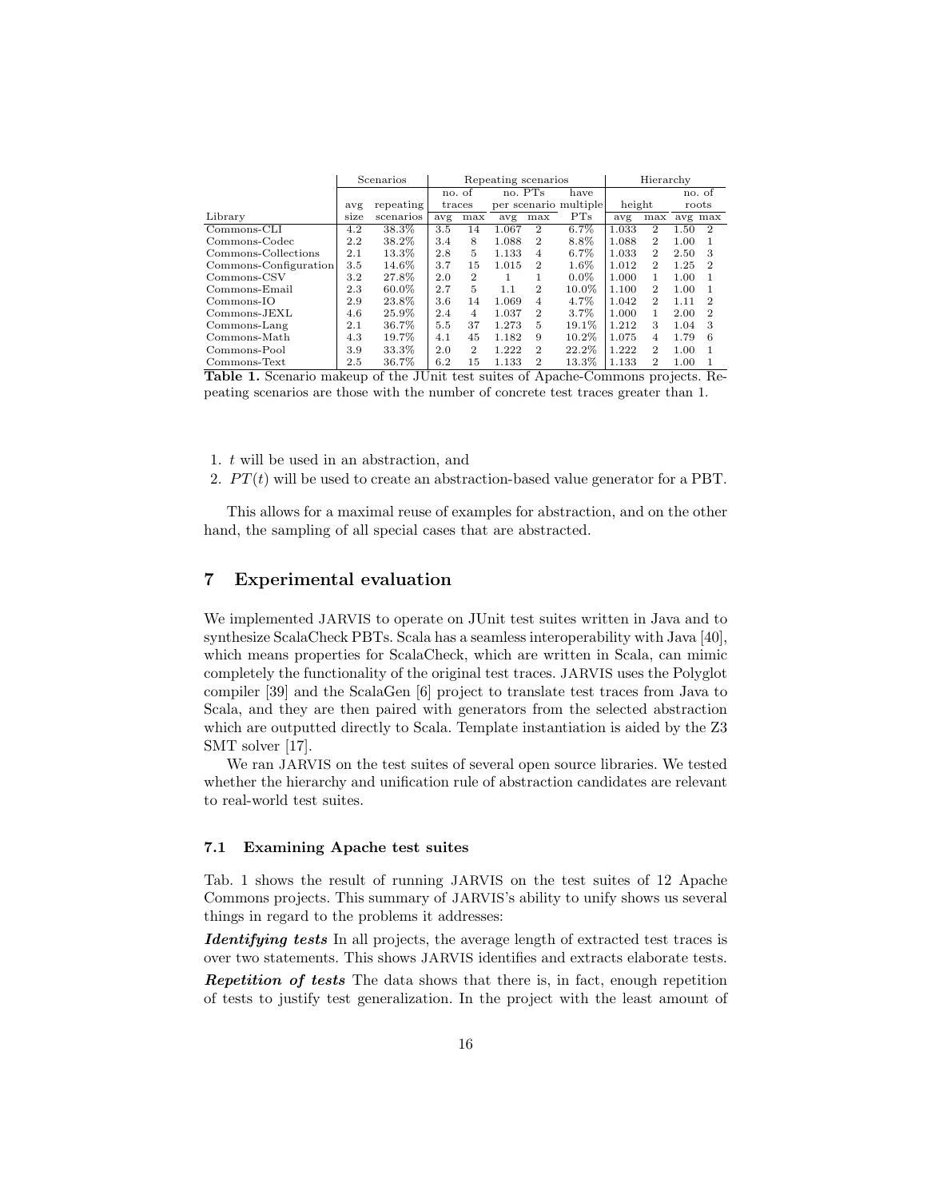|  | Scenarios |  | Repeating scenarios |  |  |  |  | Hierarchy |  |  |  |
|---|---|---|---|---|---|---|---|---|---|---|---|
|  |  |  | no. of traces |  | no. PTs per scenario |  | have multiple |  |  | no. of roots |  |
|  | avg | repeating |  |  |  |  |  | height |  |  |  |
| Library | size | scenarios | avg | max | avg | max | PTs | avg | max | avg | max |
| Commons-CLI | 4.2 | 38.3% | 3.5 | 14 | 1.067 | 2 | 6.7% | 1.033 | 2 | 1.50 | 2 |
| Commons-Codec | 2.2 | 38.2% | 3.4 | 8 | 1.088 | 2 | 8.8% | 1.088 | 2 | 1.00 | 1 |
| Commons-Collections | 2.1 | 13.3% | 2.8 | 5 | 1.133 | 4 | 6.7% | 1.033 | 2 | 2.50 | 3 |
| Commons-Configuration | 3.5 | 14.6% | 3.7 | 15 | 1.015 | 2 | 1.6% | 1.012 | 2 | 1.25 | 2 |
| Commons-CSV | 3.2 | 27.8% | 2.0 | 2 | 1 | 1 | 0.0% | 1.000 | 1 | 1.00 | 1 |
| Commons-Email | 2.3 | 60.0% | 2.7 | 5 | 1.1 | 2 | 10.0% | 1.100 | 2 | 1.00 | 1 |
| Commons-IO | 2.9 | 23.8% | 3.6 | 14 | 1.069 | 4 | 4.7% | 1.042 | 2 | 1.11 | 2 |
| Commons-JEXL | 4.6 | 25.9% | 2.4 | 4 | 1.037 | 2 | 3.7% | 1.000 | 1 | 2.00 | 2 |
| Commons-Lang | 2.1 | 36.7% | 5.5 | 37 | 1.273 | 5 | 19.1% | 1.212 | 3 | 1.04 | 3 |
| Commons-Math | 4.3 | 19.7% | 4.1 | 45 | 1.182 | 9 | 10.2% | 1.075 | 4 | 1.79 | 6 |
| Commons-Pool | 3.9 | 33.3% | 2.0 | 2 | 1.222 | 2 | 22.2% | 1.222 | 2 | 1.00 | 1 |
| Commons-Text | 2.5 | 36.7% | 6.2 | 15 | 1.133 | 2 | 13.3% | 1.133 | 2 | 1.00 | 1 |

**Table 1.** Scenario makeup of the JUnit test suites of Apache-Commons projects. Repeating scenarios are those with the number of concrete test traces greater than 1.

1. $t$ will be used in an abstraction, and
2. $PT(t)$ will be used to create an abstraction-based value generator for a PBT.

This allows for a maximal reuse of examples for abstraction, and on the other hand, the sampling of all special cases that are abstracted.

## 7 Experimental evaluation

We implemented JARVIS to operate on JUnit test suites written in Java and to synthesize ScalaCheck PBTs. Scala has a seamless interoperability with Java [40], which means properties for ScalaCheck, which are written in Scala, can mimic completely the functionality of the original test traces. JARVIS uses the Polyglot compiler [39] and the ScalaGen [6] project to translate test traces from Java to Scala, and they are then paired with generators from the selected abstraction which are outputted directly to Scala. Template instantiation is aided by the Z3 SMT solver [17].

We ran JARVIS on the test suites of several open source libraries. We tested whether the hierarchy and unification rule of abstraction candidates are relevant to real-world test suites.

### 7.1 Examining Apache test suites

Tab. 1 shows the result of running JARVIS on the test suites of 12 Apache Commons projects. This summary of JARVIS's ability to unify shows us several things in regard to the problems it addresses:

***Identifying tests*** In all projects, the average length of extracted test traces is over two statements. This shows JARVIS identifies and extracts elaborate tests.

***Repetition of tests*** The data shows that there is, in fact, enough repetition of tests to justify test generalization. In the project with the least amount of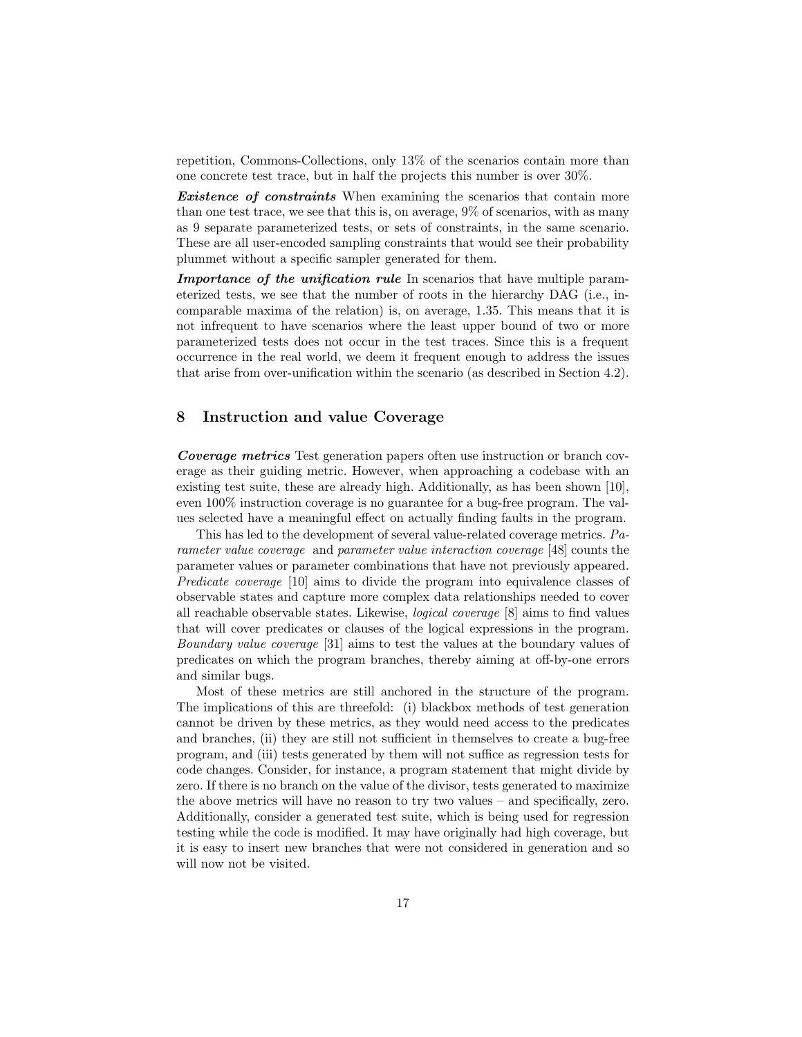repetition, Commons-Collections, only 13% of the scenarios contain more than one concrete test trace, but in half the projects this number is over 30%.

***Existence of constraints*** When examining the scenarios that contain more than one test trace, we see that this is, on average, 9% of scenarios, with as many as 9 separate parameterized tests, or sets of constraints, in the same scenario. These are all user-encoded sampling constraints that would see their probability plummet without a specific sampler generated for them.

***Importance of the unification rule*** In scenarios that have multiple parameterized tests, we see that the number of roots in the hierarchy DAG (i.e., incomparable maxima of the relation) is, on average, 1.35. This means that it is not infrequent to have scenarios where the least upper bound of two or more parameterized tests does not occur in the test traces. Since this is a frequent occurrence in the real world, we deem it frequent enough to address the issues that arise from over-unification within the scenario (as described in Section 4.2).

## 8 Instruction and value Coverage

***Coverage metrics*** Test generation papers often use instruction or branch coverage as their guiding metric. However, when approaching a codebase with an existing test suite, these are already high. Additionally, as has been shown [10], even 100% instruction coverage is no guarantee for a bug-free program. The values selected have a meaningful effect on actually finding faults in the program.

This has led to the development of several value-related coverage metrics. *Parameter value coverage* and *parameter value interaction coverage* [48] counts the parameter values or parameter combinations that have not previously appeared. *Predicate coverage* [10] aims to divide the program into equivalence classes of observable states and capture more complex data relationships needed to cover all reachable observable states. Likewise, *logical coverage* [8] aims to find values that will cover predicates or clauses of the logical expressions in the program. *Boundary value coverage* [31] aims to test the values at the boundary values of predicates on which the program branches, thereby aiming at off-by-one errors and similar bugs.

Most of these metrics are still anchored in the structure of the program. The implications of this are threefold: (i) blackbox methods of test generation cannot be driven by these metrics, as they would need access to the predicates and branches, (ii) they are still not sufficient in themselves to create a bug-free program, and (iii) tests generated by them will not suffice as regression tests for code changes. Consider, for instance, a program statement that might divide by zero. If there is no branch on the value of the divisor, tests generated to maximize the above metrics will have no reason to try two values – and specifically, zero. Additionally, consider a generated test suite, which is being used for regression testing while the code is modified. It may have originally had high coverage, but it is easy to insert new branches that were not considered in generation and so will now not be visited.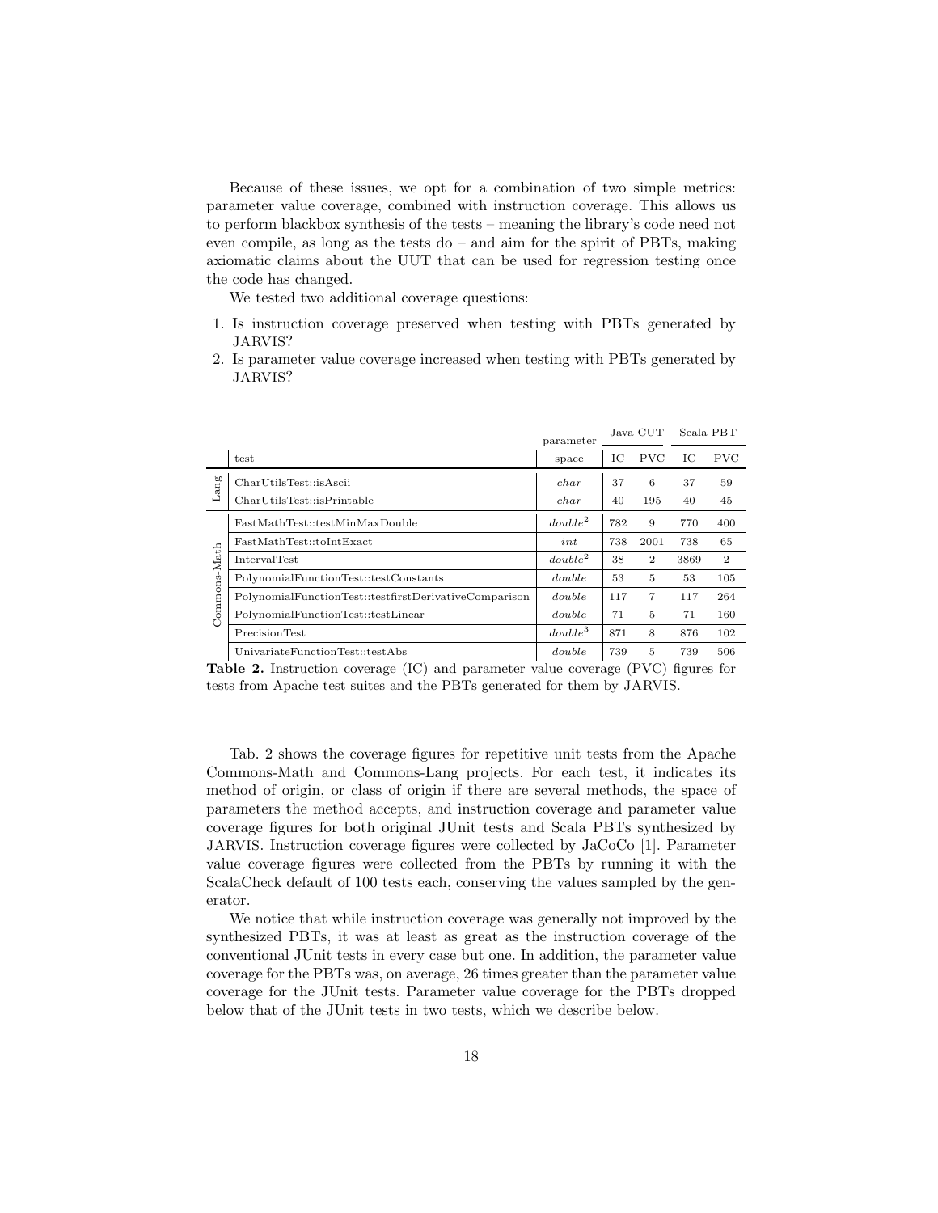Because of these issues, we opt for a combination of two simple metrics: parameter value coverage, combined with instruction coverage. This allows us to perform blackbox synthesis of the tests – meaning the library's code need not even compile, as long as the tests do – and aim for the spirit of PBTs, making axiomatic claims about the UUT that can be used for regression testing once the code has changed.

We tested two additional coverage questions:

1. Is instruction coverage preserved when testing with PBTs generated by JARVIS?
2. Is parameter value coverage increased when testing with PBTs generated by JARVIS?

| | test | parameter space | Java CUT | | Scala PBT | |
|---|---|---|---|---|---|---|
| | | | IC | PVC | IC | PVC |
| Lang | CharUtilsTest::isAscii | *char* | 37 | 6 | 37 | 59 |
| Lang | CharUtilsTest::isPrintable | *char* | 40 | 195 | 40 | 45 |
| Commons-Math | FastMathTest::testMinMaxDouble | $double^2$ | 782 | 9 | 770 | 400 |
| Commons-Math | FastMathTest::toIntExact | *int* | 738 | 2001 | 738 | 65 |
| Commons-Math | IntervalTest | $double^2$ | 38 | 2 | 3869 | 2 |
| Commons-Math | PolynomialFunctionTest::testConstants | *double* | 53 | 5 | 53 | 105 |
| Commons-Math | PolynomialFunctionTest::testfirstDerivativeComparison | *double* | 117 | 7 | 117 | 264 |
| Commons-Math | PolynomialFunctionTest::testLinear | *double* | 71 | 5 | 71 | 160 |
| Commons-Math | PrecisionTest | $double^3$ | 871 | 8 | 876 | 102 |
| Commons-Math | UnivariateFunctionTest::testAbs | *double* | 739 | 5 | 739 | 506 |

**Table 2.** Instruction coverage (IC) and parameter value coverage (PVC) figures for tests from Apache test suites and the PBTs generated for them by JARVIS.

Tab. 2 shows the coverage figures for repetitive unit tests from the Apache Commons-Math and Commons-Lang projects. For each test, it indicates its method of origin, or class of origin if there are several methods, the space of parameters the method accepts, and instruction coverage and parameter value coverage figures for both original JUnit tests and Scala PBTs synthesized by JARVIS. Instruction coverage figures were collected by JaCoCo [1]. Parameter value coverage figures were collected from the PBTs by running it with the ScalaCheck default of 100 tests each, conserving the values sampled by the generator.

We notice that while instruction coverage was generally not improved by the synthesized PBTs, it was at least as great as the instruction coverage of the conventional JUnit tests in every case but one. In addition, the parameter value coverage for the PBTs was, on average, 26 times greater than the parameter value coverage for the JUnit tests. Parameter value coverage for the PBTs dropped below that of the JUnit tests in two tests, which we describe below.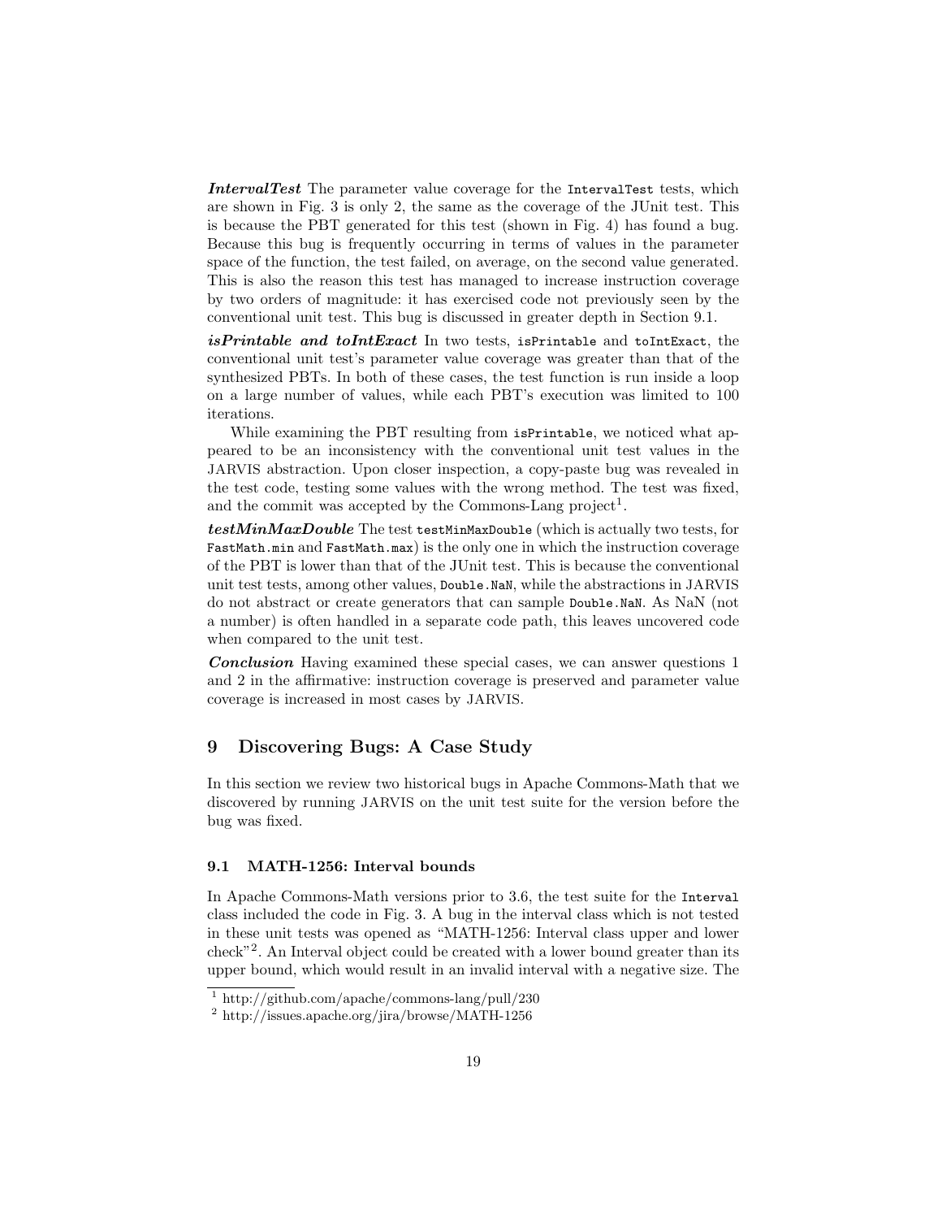***IntervalTest*** The parameter value coverage for the `IntervalTest` tests, which are shown in Fig. 3 is only 2, the same as the coverage of the JUnit test. This is because the PBT generated for this test (shown in Fig. 4) has found a bug. Because this bug is frequently occurring in terms of values in the parameter space of the function, the test failed, on average, on the second value generated. This is also the reason this test has managed to increase instruction coverage by two orders of magnitude: it has exercised code not previously seen by the conventional unit test. This bug is discussed in greater depth in Section 9.1.

***isPrintable and toIntExact*** In two tests, `isPrintable` and `toIntExact`, the conventional unit test's parameter value coverage was greater than that of the synthesized PBTs. In both of these cases, the test function is run inside a loop on a large number of values, while each PBT's execution was limited to 100 iterations.

While examining the PBT resulting from `isPrintable`, we noticed what appeared to be an inconsistency with the conventional unit test values in the JARVIS abstraction. Upon closer inspection, a copy-paste bug was revealed in the test code, testing some values with the wrong method. The test was fixed, and the commit was accepted by the Commons-Lang project[1].

***testMinMaxDouble*** The test `testMinMaxDouble` (which is actually two tests, for `FastMath.min` and `FastMath.max`) is the only one in which the instruction coverage of the PBT is lower than that of the JUnit test. This is because the conventional unit test tests, among other values, `Double.NaN`, while the abstractions in JARVIS do not abstract or create generators that can sample `Double.NaN`. As NaN (not a number) is often handled in a separate code path, this leaves uncovered code when compared to the unit test.

***Conclusion*** Having examined these special cases, we can answer questions 1 and 2 in the affirmative: instruction coverage is preserved and parameter value coverage is increased in most cases by JARVIS.

## 9 Discovering Bugs: A Case Study

In this section we review two historical bugs in Apache Commons-Math that we discovered by running JARVIS on the unit test suite for the version before the bug was fixed.

### 9.1 MATH-1256: Interval bounds

In Apache Commons-Math versions prior to 3.6, the test suite for the `Interval` class included the code in Fig. 3. A bug in the interval class which is not tested in these unit tests was opened as "MATH-1256: Interval class upper and lower check"[2]. An Interval object could be created with a lower bound greater than its upper bound, which would result in an invalid interval with a negative size. The

[1] http://github.com/apache/commons-lang/pull/230

[2] http://issues.apache.org/jira/browse/MATH-1256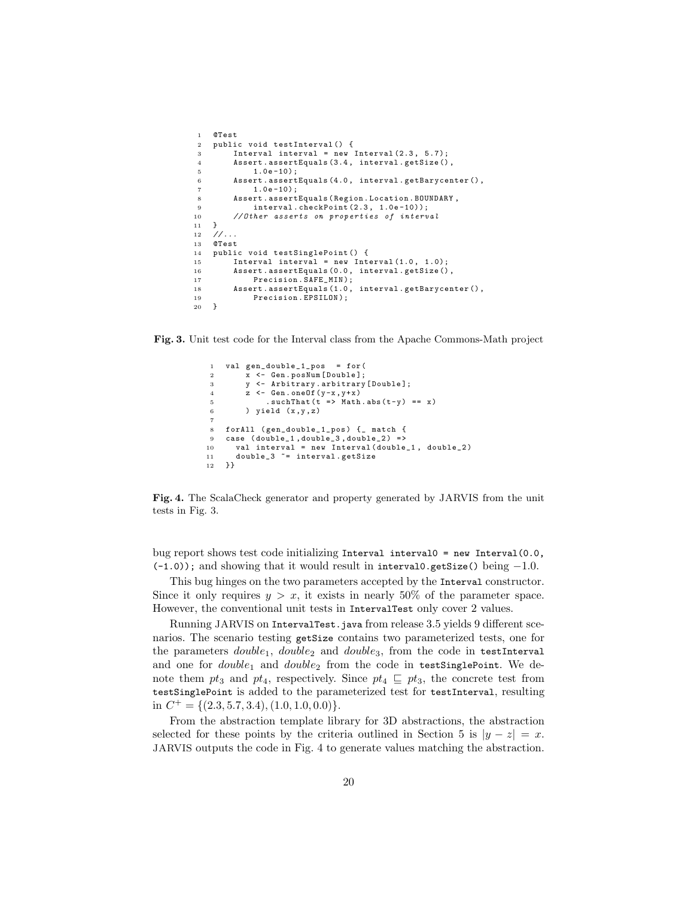```java
@Test
public void testInterval() {
    Interval interval = new Interval(2.3, 5.7);
    Assert.assertEquals(3.4, interval.getSize(),
        1.0e-10);
    Assert.assertEquals(4.0, interval.getBarycenter(),
        1.0e-10);
    Assert.assertEquals(Region.Location.BOUNDARY,
        interval.checkPoint(2.3, 1.0e-10));
    //Other asserts on properties of interval
}
//...
@Test
public void testSinglePoint() {
    Interval interval = new Interval(1.0, 1.0);
    Assert.assertEquals(0.0, interval.getSize(),
        Precision.SAFE_MIN);
    Assert.assertEquals(1.0, interval.getBarycenter(),
        Precision.EPSILON);
}
```

**Fig. 3.** Unit test code for the Interval class from the Apache Commons-Math project

```scala
val gen_double_1_pos  = for(
    x <- Gen.posNum[Double];
    y <- Arbitrary.arbitrary[Double];
    z <- Gen.oneOf(y-x,y+x)
        .suchThat(t => Math.abs(t-y) == x)
    ) yield (x,y,z)

forAll (gen_double_1_pos) {_ match {
case (double_1,double_3,double_2) =>
  val interval = new Interval(double_1, double_2)
  double_3 ~= interval.getSize
}}
```

**Fig. 4.** The ScalaCheck generator and property generated by JARVIS from the unit tests in Fig. 3.

bug report shows test code initializing `Interval interval0 = new Interval(0.0, (-1.0));` and showing that it would result in `interval0.getSize()` being $-1.0$.

This bug hinges on the two parameters accepted by the `Interval` constructor. Since it only requires $y > x$, it exists in nearly 50% of the parameter space. However, the conventional unit tests in `IntervalTest` only cover 2 values.

Running JARVIS on `IntervalTest.java` from release 3.5 yields 9 different scenarios. The scenario testing `getSize` contains two parameterized tests, one for the parameters $double_1$, $double_2$ and $double_3$, from the code in `testInterval` and one for $double_1$ and $double_2$ from the code in `testSinglePoint`. We denote them $pt_3$ and $pt_4$, respectively. Since $pt_4 \sqsubseteq pt_3$, the concrete test from `testSinglePoint` is added to the parameterized test for `testInterval`, resulting in $C^+ = \{(2.3, 5.7, 3.4), (1.0, 1.0, 0.0)\}$.

From the abstraction template library for 3D abstractions, the abstraction selected for these points by the criteria outlined in Section 5 is $|y - z| = x$. JARVIS outputs the code in Fig. 4 to generate values matching the abstraction.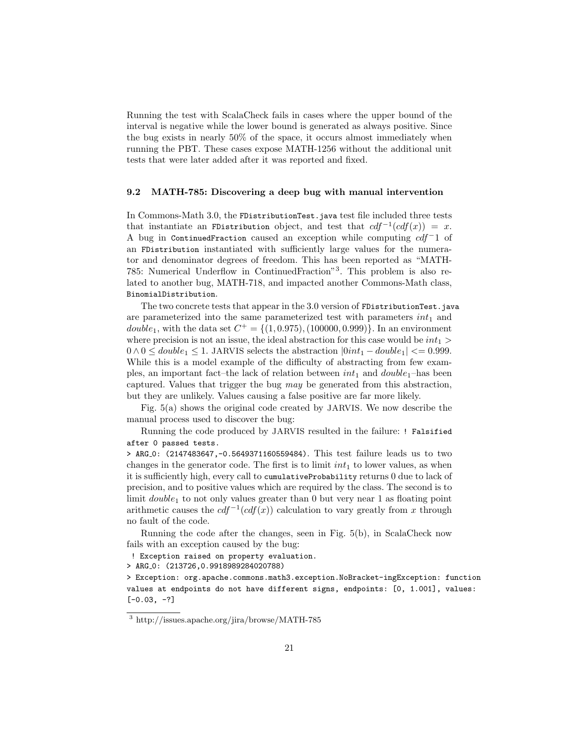Running the test with ScalaCheck fails in cases where the upper bound of the interval is negative while the lower bound is generated as always positive. Since the bug exists in nearly 50% of the space, it occurs almost immediately when running the PBT. These cases expose MATH-1256 without the additional unit tests that were later added after it was reported and fixed.

### 9.2 MATH-785: Discovering a deep bug with manual intervention

In Commons-Math 3.0, the `FDistributionTest.java` test file included three tests that instantiate an `FDistribution` object, and test that $cdf^{-1}(cdf(x)) = x$. A bug in `ContinuedFraction` caused an exception while computing $cdf^{-1}$ of an `FDistribution` instantiated with sufficiently large values for the numerator and denominator degrees of freedom. This has been reported as "MATH-785: Numerical Underflow in ContinuedFraction"[3]. This problem is also related to another bug, MATH-718, and impacted another Commons-Math class, `BinomialDistribution`.

The two concrete tests that appear in the 3.0 version of `FDistributionTest.java` are parameterized into the same parameterized test with parameters $int_1$ and $double_1$, with the data set $C^+ = \{(1, 0.975), (100000, 0.999)\}$. In an environment where precision is not an issue, the ideal abstraction for this case would be $int_1 > 0 \wedge 0 \leq double_1 \leq 1$. JARVIS selects the abstraction $|0int_1 - double_1| <= 0.999$. While this is a model example of the difficulty of abstracting from few examples, an important fact–the lack of relation between $int_1$ and $double_1$–has been captured. Values that trigger the bug *may* be generated from this abstraction, but they are unlikely. Values causing a false positive are far more likely.

Fig. 5(a) shows the original code created by JARVIS. We now describe the manual process used to discover the bug:

Running the code produced by JARVIS resulted in the failure: `! Falsified after 0 passed tests.`
`> ARG_0: (2147483647,-0.5649371160559484)`. This test failure leads us to two changes in the generator code. The first is to limit $int_1$ to lower values, as when it is sufficiently high, every call to `cumulativeProbability` returns 0 due to lack of precision, and to positive values which are required by the class. The second is to limit $double_1$ to not only values greater than 0 but very near 1 as floating point arithmetic causes the $cdf^{-1}(cdf(x))$ calculation to vary greatly from $x$ through no fault of the code.

Running the code after the changes, seen in Fig. 5(b), in ScalaCheck now fails with an exception caused by the bug:

```
! Exception raised on property evaluation.
> ARG_0: (213726,0.9918989284020788)
> Exception: org.apache.commons.math3.exception.NoBracket-ingException: function
values at endpoints do not have different signs, endpoints: [0, 1.001], values:
[-0.03, -?]
```

[3] http://issues.apache.org/jira/browse/MATH-785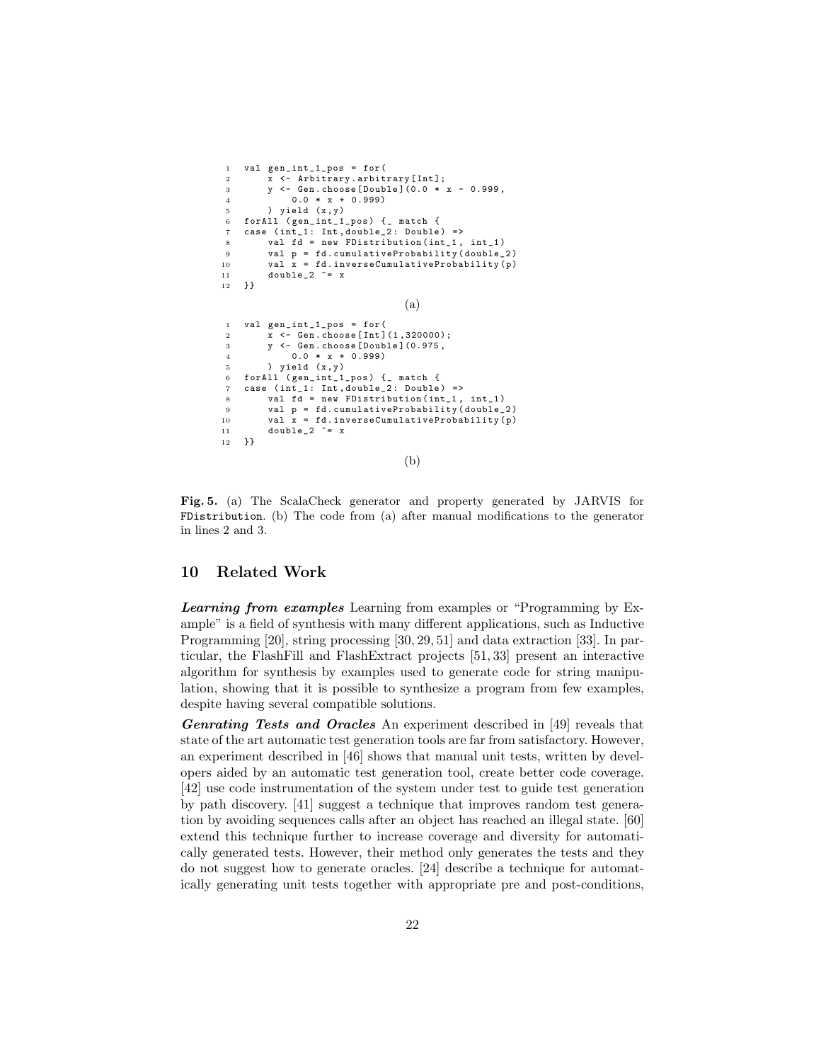```
1  val gen_int_1_pos = for(
2      x <- Arbitrary.arbitrary[Int];
3      y <- Gen.choose[Double](0.0 * x - 0.999,
4          0.0 * x + 0.999)
5      ) yield (x,y)
6  forAll (gen_int_1_pos) {_ match {
7  case (int_1: Int,double_2: Double) =>
8      val fd = new FDistribution(int_1, int_1)
9      val p = fd.cumulativeProbability(double_2)
10     val x = fd.inverseCumulativeProbability(p)
11     double_2 ~= x
12 }}
```

(a)

```
1  val gen_int_1_pos = for(
2      x <- Gen.choose[Int](1,320000);
3      y <- Gen.choose[Double](0.975,
4          0.0 * x + 0.999)
5      ) yield (x,y)
6  forAll (gen_int_1_pos) {_ match {
7  case (int_1: Int,double_2: Double) =>
8      val fd = new FDistribution(int_1, int_1)
9      val p = fd.cumulativeProbability(double_2)
10     val x = fd.inverseCumulativeProbability(p)
11     double_2 ~= x
12 }}
```

(b)

**Fig. 5.** (a) The ScalaCheck generator and property generated by JARVIS for `FDistribution`. (b) The code from (a) after manual modifications to the generator in lines 2 and 3.

## 10 Related Work

***Learning from examples*** Learning from examples or "Programming by Example" is a field of synthesis with many different applications, such as Inductive Programming [20], string processing [30, 29, 51] and data extraction [33]. In particular, the FlashFill and FlashExtract projects [51, 33] present an interactive algorithm for synthesis by examples used to generate code for string manipulation, showing that it is possible to synthesize a program from few examples, despite having several compatible solutions.

***Genrating Tests and Oracles*** An experiment described in [49] reveals that state of the art automatic test generation tools are far from satisfactory. However, an experiment described in [46] shows that manual unit tests, written by developers aided by an automatic test generation tool, create better code coverage. [42] use code instrumentation of the system under test to guide test generation by path discovery. [41] suggest a technique that improves random test generation by avoiding sequences calls after an object has reached an illegal state. [60] extend this technique further to increase coverage and diversity for automatically generated tests. However, their method only generates the tests and they do not suggest how to generate oracles. [24] describe a technique for automatically generating unit tests together with appropriate pre and post-conditions,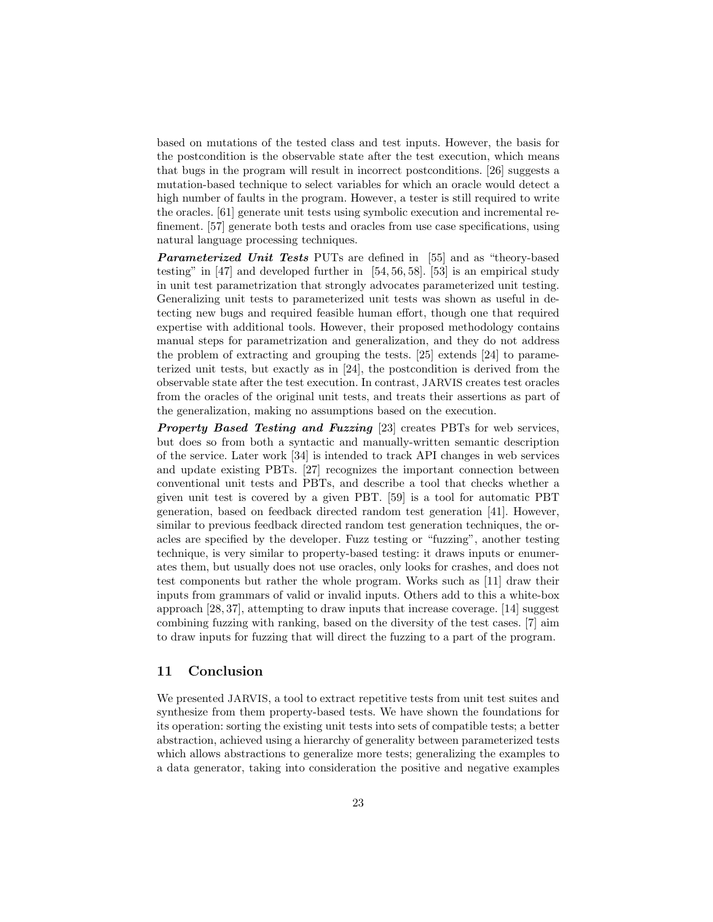based on mutations of the tested class and test inputs. However, the basis for the postcondition is the observable state after the test execution, which means that bugs in the program will result in incorrect postconditions. [26] suggests a mutation-based technique to select variables for which an oracle would detect a high number of faults in the program. However, a tester is still required to write the oracles. [61] generate unit tests using symbolic execution and incremental refinement. [57] generate both tests and oracles from use case specifications, using natural language processing techniques.

***Parameterized Unit Tests*** PUTs are defined in [55] and as "theory-based testing" in [47] and developed further in [54, 56, 58]. [53] is an empirical study in unit test parametrization that strongly advocates parameterized unit testing. Generalizing unit tests to parameterized unit tests was shown as useful in detecting new bugs and required feasible human effort, though one that required expertise with additional tools. However, their proposed methodology contains manual steps for parametrization and generalization, and they do not address the problem of extracting and grouping the tests. [25] extends [24] to parameterized unit tests, but exactly as in [24], the postcondition is derived from the observable state after the test execution. In contrast, JARVIS creates test oracles from the oracles of the original unit tests, and treats their assertions as part of the generalization, making no assumptions based on the execution.

***Property Based Testing and Fuzzing*** [23] creates PBTs for web services, but does so from both a syntactic and manually-written semantic description of the service. Later work [34] is intended to track API changes in web services and update existing PBTs. [27] recognizes the important connection between conventional unit tests and PBTs, and describe a tool that checks whether a given unit test is covered by a given PBT. [59] is a tool for automatic PBT generation, based on feedback directed random test generation [41]. However, similar to previous feedback directed random test generation techniques, the oracles are specified by the developer. Fuzz testing or "fuzzing", another testing technique, is very similar to property-based testing: it draws inputs or enumerates them, but usually does not use oracles, only looks for crashes, and does not test components but rather the whole program. Works such as [11] draw their inputs from grammars of valid or invalid inputs. Others add to this a white-box approach [28, 37], attempting to draw inputs that increase coverage. [14] suggest combining fuzzing with ranking, based on the diversity of the test cases. [7] aim to draw inputs for fuzzing that will direct the fuzzing to a part of the program.

## 11 Conclusion

We presented JARVIS, a tool to extract repetitive tests from unit test suites and synthesize from them property-based tests. We have shown the foundations for its operation: sorting the existing unit tests into sets of compatible tests; a better abstraction, achieved using a hierarchy of generality between parameterized tests which allows abstractions to generalize more tests; generalizing the examples to a data generator, taking into consideration the positive and negative examples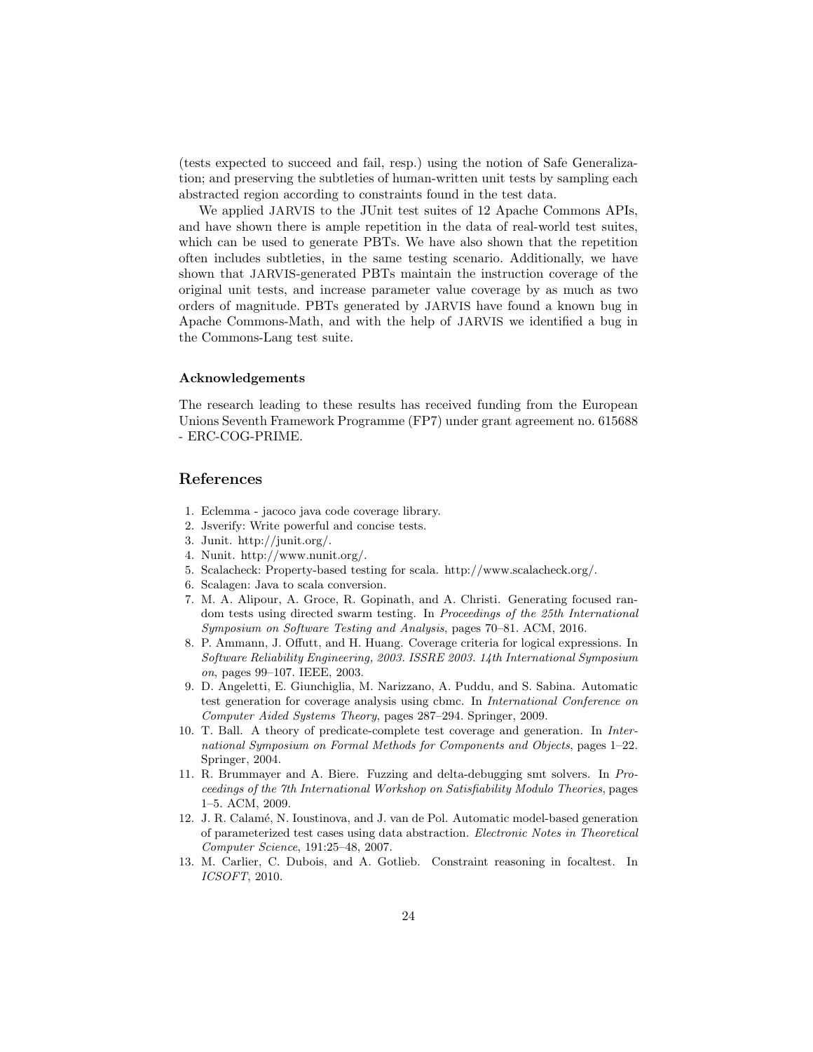(tests expected to succeed and fail, resp.) using the notion of Safe Generalization; and preserving the subtleties of human-written unit tests by sampling each abstracted region according to constraints found in the test data.

We applied JARVIS to the JUnit test suites of 12 Apache Commons APIs, and have shown there is ample repetition in the data of real-world test suites, which can be used to generate PBTs. We have also shown that the repetition often includes subtleties, in the same testing scenario. Additionally, we have shown that JARVIS-generated PBTs maintain the instruction coverage of the original unit tests, and increase parameter value coverage by as much as two orders of magnitude. PBTs generated by JARVIS have found a known bug in Apache Commons-Math, and with the help of JARVIS we identified a bug in the Commons-Lang test suite.

#### Acknowledgements

The research leading to these results has received funding from the European Unions Seventh Framework Programme (FP7) under grant agreement no. 615688 - ERC-COG-PRIME.

## References

1. Eclemma - jacoco java code coverage library.
2. Jsverify: Write powerful and concise tests.
3. Junit. http://junit.org/.
4. Nunit. http://www.nunit.org/.
5. Scalacheck: Property-based testing for scala. http://www.scalacheck.org/.
6. Scalagen: Java to scala conversion.
7. M. A. Alipour, A. Groce, R. Gopinath, and A. Christi. Generating focused random tests using directed swarm testing. In *Proceedings of the 25th International Symposium on Software Testing and Analysis*, pages 70–81. ACM, 2016.
8. P. Ammann, J. Offutt, and H. Huang. Coverage criteria for logical expressions. In *Software Reliability Engineering, 2003. ISSRE 2003. 14th International Symposium on*, pages 99–107. IEEE, 2003.
9. D. Angeletti, E. Giunchiglia, M. Narizzano, A. Puddu, and S. Sabina. Automatic test generation for coverage analysis using cbmc. In *International Conference on Computer Aided Systems Theory*, pages 287–294. Springer, 2009.
10. T. Ball. A theory of predicate-complete test coverage and generation. In *International Symposium on Formal Methods for Components and Objects*, pages 1–22. Springer, 2004.
11. R. Brummayer and A. Biere. Fuzzing and delta-debugging smt solvers. In *Proceedings of the 7th International Workshop on Satisfiability Modulo Theories*, pages 1–5. ACM, 2009.
12. J. R. Calamé, N. Ioustinova, and J. van de Pol. Automatic model-based generation of parameterized test cases using data abstraction. *Electronic Notes in Theoretical Computer Science*, 191:25–48, 2007.
13. M. Carlier, C. Dubois, and A. Gotlieb. Constraint reasoning in focaltest. In *ICSOFT*, 2010.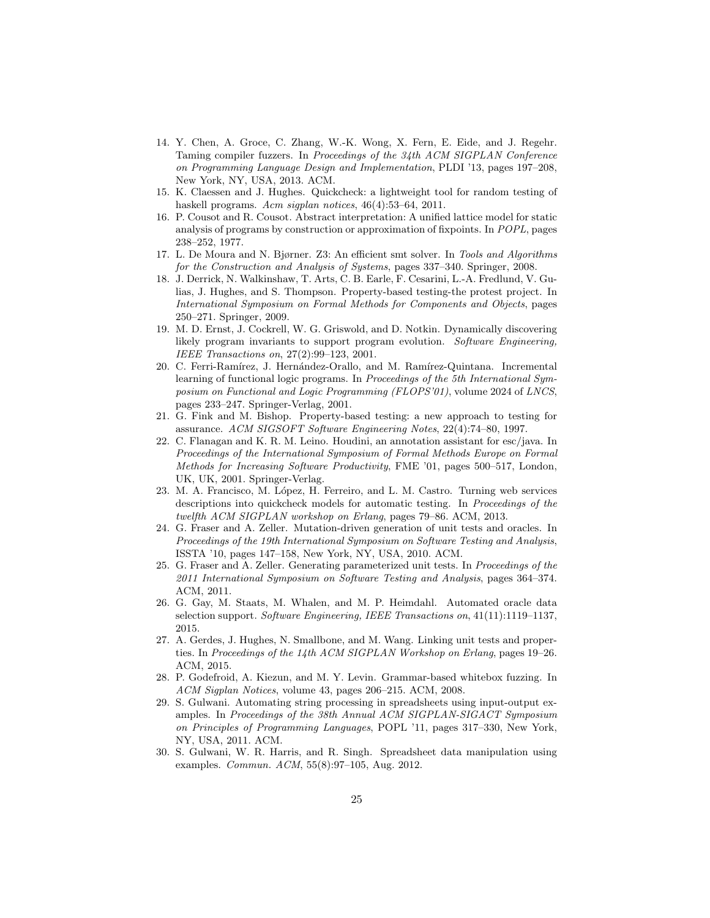14. Y. Chen, A. Groce, C. Zhang, W.-K. Wong, X. Fern, E. Eide, and J. Regehr. Taming compiler fuzzers. In *Proceedings of the 34th ACM SIGPLAN Conference on Programming Language Design and Implementation*, PLDI '13, pages 197–208, New York, NY, USA, 2013. ACM.
15. K. Claessen and J. Hughes. Quickcheck: a lightweight tool for random testing of haskell programs. *Acm sigplan notices*, 46(4):53–64, 2011.
16. P. Cousot and R. Cousot. Abstract interpretation: A unified lattice model for static analysis of programs by construction or approximation of fixpoints. In *POPL*, pages 238–252, 1977.
17. L. De Moura and N. Bjørner. Z3: An efficient smt solver. In *Tools and Algorithms for the Construction and Analysis of Systems*, pages 337–340. Springer, 2008.
18. J. Derrick, N. Walkinshaw, T. Arts, C. B. Earle, F. Cesarini, L.-A. Fredlund, V. Gulias, J. Hughes, and S. Thompson. Property-based testing-the protest project. In *International Symposium on Formal Methods for Components and Objects*, pages 250–271. Springer, 2009.
19. M. D. Ernst, J. Cockrell, W. G. Griswold, and D. Notkin. Dynamically discovering likely program invariants to support program evolution. *Software Engineering, IEEE Transactions on*, 27(2):99–123, 2001.
20. C. Ferri-Ramírez, J. Hernández-Orallo, and M. Ramírez-Quintana. Incremental learning of functional logic programs. In *Proceedings of the 5th International Symposium on Functional and Logic Programming (FLOPS'01)*, volume 2024 of *LNCS*, pages 233–247. Springer-Verlag, 2001.
21. G. Fink and M. Bishop. Property-based testing: a new approach to testing for assurance. *ACM SIGSOFT Software Engineering Notes*, 22(4):74–80, 1997.
22. C. Flanagan and K. R. M. Leino. Houdini, an annotation assistant for esc/java. In *Proceedings of the International Symposium of Formal Methods Europe on Formal Methods for Increasing Software Productivity*, FME '01, pages 500–517, London, UK, UK, 2001. Springer-Verlag.
23. M. A. Francisco, M. López, H. Ferreiro, and L. M. Castro. Turning web services descriptions into quickcheck models for automatic testing. In *Proceedings of the twelfth ACM SIGPLAN workshop on Erlang*, pages 79–86. ACM, 2013.
24. G. Fraser and A. Zeller. Mutation-driven generation of unit tests and oracles. In *Proceedings of the 19th International Symposium on Software Testing and Analysis*, ISSTA '10, pages 147–158, New York, NY, USA, 2010. ACM.
25. G. Fraser and A. Zeller. Generating parameterized unit tests. In *Proceedings of the 2011 International Symposium on Software Testing and Analysis*, pages 364–374. ACM, 2011.
26. G. Gay, M. Staats, M. Whalen, and M. P. Heimdahl. Automated oracle data selection support. *Software Engineering, IEEE Transactions on*, 41(11):1119–1137, 2015.
27. A. Gerdes, J. Hughes, N. Smallbone, and M. Wang. Linking unit tests and properties. In *Proceedings of the 14th ACM SIGPLAN Workshop on Erlang*, pages 19–26. ACM, 2015.
28. P. Godefroid, A. Kiezun, and M. Y. Levin. Grammar-based whitebox fuzzing. In *ACM Sigplan Notices*, volume 43, pages 206–215. ACM, 2008.
29. S. Gulwani. Automating string processing in spreadsheets using input-output examples. In *Proceedings of the 38th Annual ACM SIGPLAN-SIGACT Symposium on Principles of Programming Languages*, POPL '11, pages 317–330, New York, NY, USA, 2011. ACM.
30. S. Gulwani, W. R. Harris, and R. Singh. Spreadsheet data manipulation using examples. *Commun. ACM*, 55(8):97–105, Aug. 2012.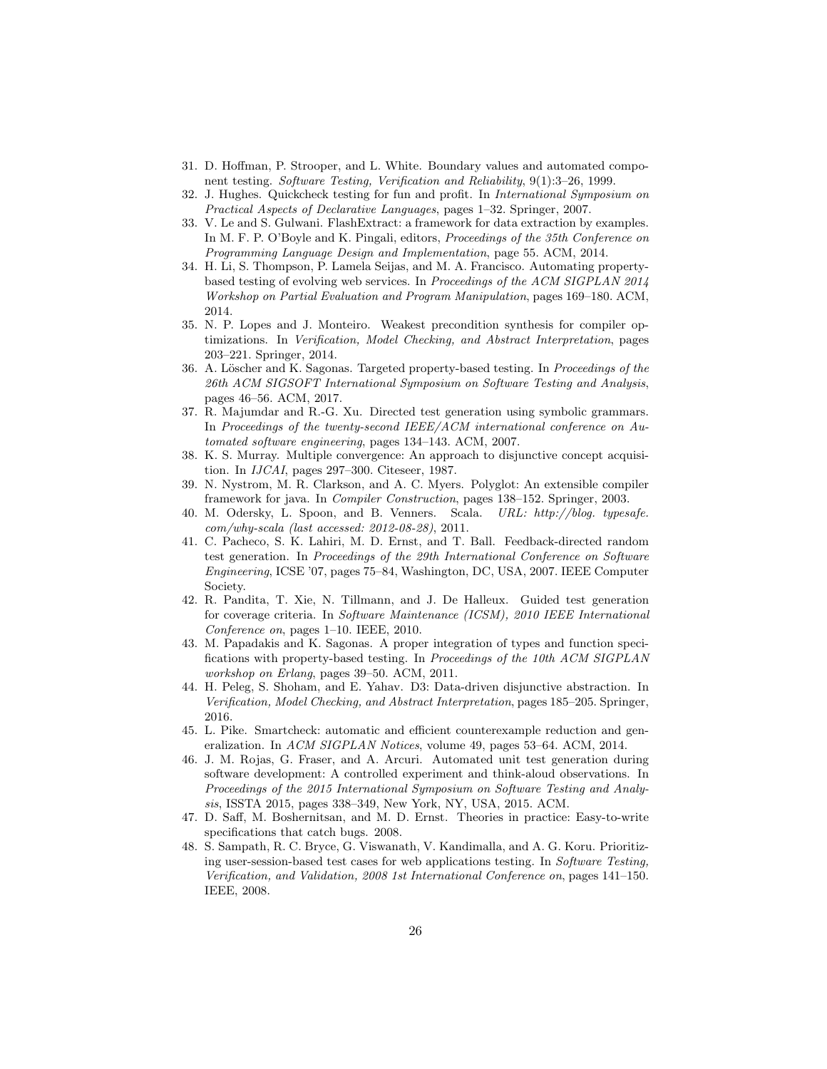31. D. Hoffman, P. Strooper, and L. White. Boundary values and automated component testing. *Software Testing, Verification and Reliability*, 9(1):3–26, 1999.
32. J. Hughes. Quickcheck testing for fun and profit. In *International Symposium on Practical Aspects of Declarative Languages*, pages 1–32. Springer, 2007.
33. V. Le and S. Gulwani. FlashExtract: a framework for data extraction by examples. In M. F. P. O'Boyle and K. Pingali, editors, *Proceedings of the 35th Conference on Programming Language Design and Implementation*, page 55. ACM, 2014.
34. H. Li, S. Thompson, P. Lamela Seijas, and M. A. Francisco. Automating property-based testing of evolving web services. In *Proceedings of the ACM SIGPLAN 2014 Workshop on Partial Evaluation and Program Manipulation*, pages 169–180. ACM, 2014.
35. N. P. Lopes and J. Monteiro. Weakest precondition synthesis for compiler optimizations. In *Verification, Model Checking, and Abstract Interpretation*, pages 203–221. Springer, 2014.
36. A. Löscher and K. Sagonas. Targeted property-based testing. In *Proceedings of the 26th ACM SIGSOFT International Symposium on Software Testing and Analysis*, pages 46–56. ACM, 2017.
37. R. Majumdar and R.-G. Xu. Directed test generation using symbolic grammars. In *Proceedings of the twenty-second IEEE/ACM international conference on Automated software engineering*, pages 134–143. ACM, 2007.
38. K. S. Murray. Multiple convergence: An approach to disjunctive concept acquisition. In *IJCAI*, pages 297–300. Citeseer, 1987.
39. N. Nystrom, M. R. Clarkson, and A. C. Myers. Polyglot: An extensible compiler framework for java. In *Compiler Construction*, pages 138–152. Springer, 2003.
40. M. Odersky, L. Spoon, and B. Venners. Scala. *URL: http://blog. typesafe. com/why-scala (last accessed: 2012-08-28)*, 2011.
41. C. Pacheco, S. K. Lahiri, M. D. Ernst, and T. Ball. Feedback-directed random test generation. In *Proceedings of the 29th International Conference on Software Engineering*, ICSE '07, pages 75–84, Washington, DC, USA, 2007. IEEE Computer Society.
42. R. Pandita, T. Xie, N. Tillmann, and J. De Halleux. Guided test generation for coverage criteria. In *Software Maintenance (ICSM), 2010 IEEE International Conference on*, pages 1–10. IEEE, 2010.
43. M. Papadakis and K. Sagonas. A proper integration of types and function specifications with property-based testing. In *Proceedings of the 10th ACM SIGPLAN workshop on Erlang*, pages 39–50. ACM, 2011.
44. H. Peleg, S. Shoham, and E. Yahav. D3: Data-driven disjunctive abstraction. In *Verification, Model Checking, and Abstract Interpretation*, pages 185–205. Springer, 2016.
45. L. Pike. Smartcheck: automatic and efficient counterexample reduction and generalization. In *ACM SIGPLAN Notices*, volume 49, pages 53–64. ACM, 2014.
46. J. M. Rojas, G. Fraser, and A. Arcuri. Automated unit test generation during software development: A controlled experiment and think-aloud observations. In *Proceedings of the 2015 International Symposium on Software Testing and Analysis*, ISSTA 2015, pages 338–349, New York, NY, USA, 2015. ACM.
47. D. Saff, M. Boshernitsan, and M. D. Ernst. Theories in practice: Easy-to-write specifications that catch bugs. 2008.
48. S. Sampath, R. C. Bryce, G. Viswanath, V. Kandimalla, and A. G. Koru. Prioritizing user-session-based test cases for web applications testing. In *Software Testing, Verification, and Validation, 2008 1st International Conference on*, pages 141–150. IEEE, 2008.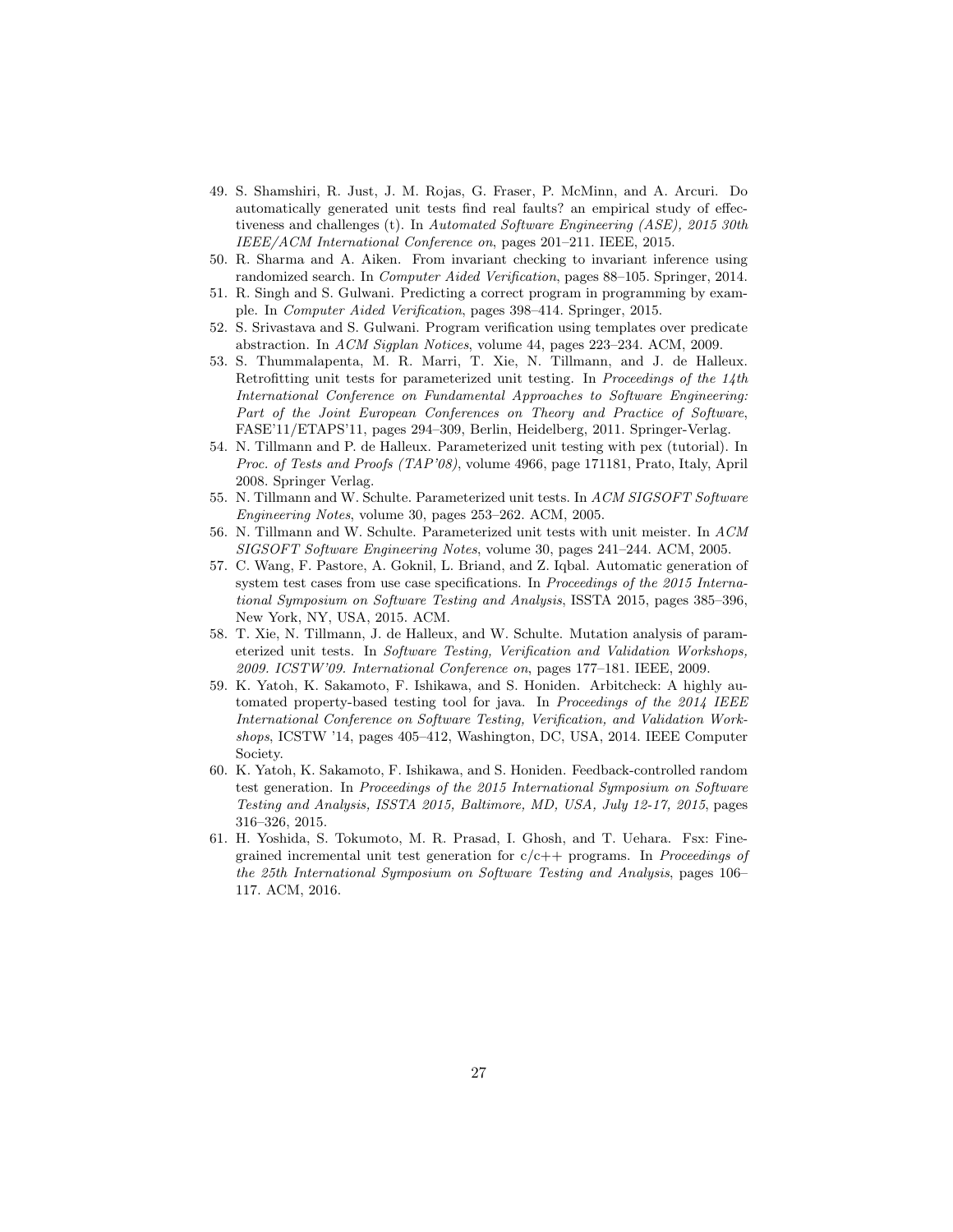49. S. Shamshiri, R. Just, J. M. Rojas, G. Fraser, P. McMinn, and A. Arcuri. Do automatically generated unit tests find real faults? an empirical study of effectiveness and challenges (t). In *Automated Software Engineering (ASE), 2015 30th IEEE/ACM International Conference on*, pages 201–211. IEEE, 2015.
50. R. Sharma and A. Aiken. From invariant checking to invariant inference using randomized search. In *Computer Aided Verification*, pages 88–105. Springer, 2014.
51. R. Singh and S. Gulwani. Predicting a correct program in programming by example. In *Computer Aided Verification*, pages 398–414. Springer, 2015.
52. S. Srivastava and S. Gulwani. Program verification using templates over predicate abstraction. In *ACM Sigplan Notices*, volume 44, pages 223–234. ACM, 2009.
53. S. Thummalapenta, M. R. Marri, T. Xie, N. Tillmann, and J. de Halleux. Retrofitting unit tests for parameterized unit testing. In *Proceedings of the 14th International Conference on Fundamental Approaches to Software Engineering: Part of the Joint European Conferences on Theory and Practice of Software*, FASE'11/ETAPS'11, pages 294–309, Berlin, Heidelberg, 2011. Springer-Verlag.
54. N. Tillmann and P. de Halleux. Parameterized unit testing with pex (tutorial). In *Proc. of Tests and Proofs (TAP'08)*, volume 4966, page 171181, Prato, Italy, April 2008. Springer Verlag.
55. N. Tillmann and W. Schulte. Parameterized unit tests. In *ACM SIGSOFT Software Engineering Notes*, volume 30, pages 253–262. ACM, 2005.
56. N. Tillmann and W. Schulte. Parameterized unit tests with unit meister. In *ACM SIGSOFT Software Engineering Notes*, volume 30, pages 241–244. ACM, 2005.
57. C. Wang, F. Pastore, A. Goknil, L. Briand, and Z. Iqbal. Automatic generation of system test cases from use case specifications. In *Proceedings of the 2015 International Symposium on Software Testing and Analysis*, ISSTA 2015, pages 385–396, New York, NY, USA, 2015. ACM.
58. T. Xie, N. Tillmann, J. de Halleux, and W. Schulte. Mutation analysis of parameterized unit tests. In *Software Testing, Verification and Validation Workshops, 2009. ICSTW'09. International Conference on*, pages 177–181. IEEE, 2009.
59. K. Yatoh, K. Sakamoto, F. Ishikawa, and S. Honiden. Arbitcheck: A highly automated property-based testing tool for java. In *Proceedings of the 2014 IEEE International Conference on Software Testing, Verification, and Validation Workshops*, ICSTW '14, pages 405–412, Washington, DC, USA, 2014. IEEE Computer Society.
60. K. Yatoh, K. Sakamoto, F. Ishikawa, and S. Honiden. Feedback-controlled random test generation. In *Proceedings of the 2015 International Symposium on Software Testing and Analysis, ISSTA 2015, Baltimore, MD, USA, July 12-17, 2015*, pages 316–326, 2015.
61. H. Yoshida, S. Tokumoto, M. R. Prasad, I. Ghosh, and T. Uehara. Fsx: Fine-grained incremental unit test generation for c/c++ programs. In *Proceedings of the 25th International Symposium on Software Testing and Analysis*, pages 106–117. ACM, 2016.